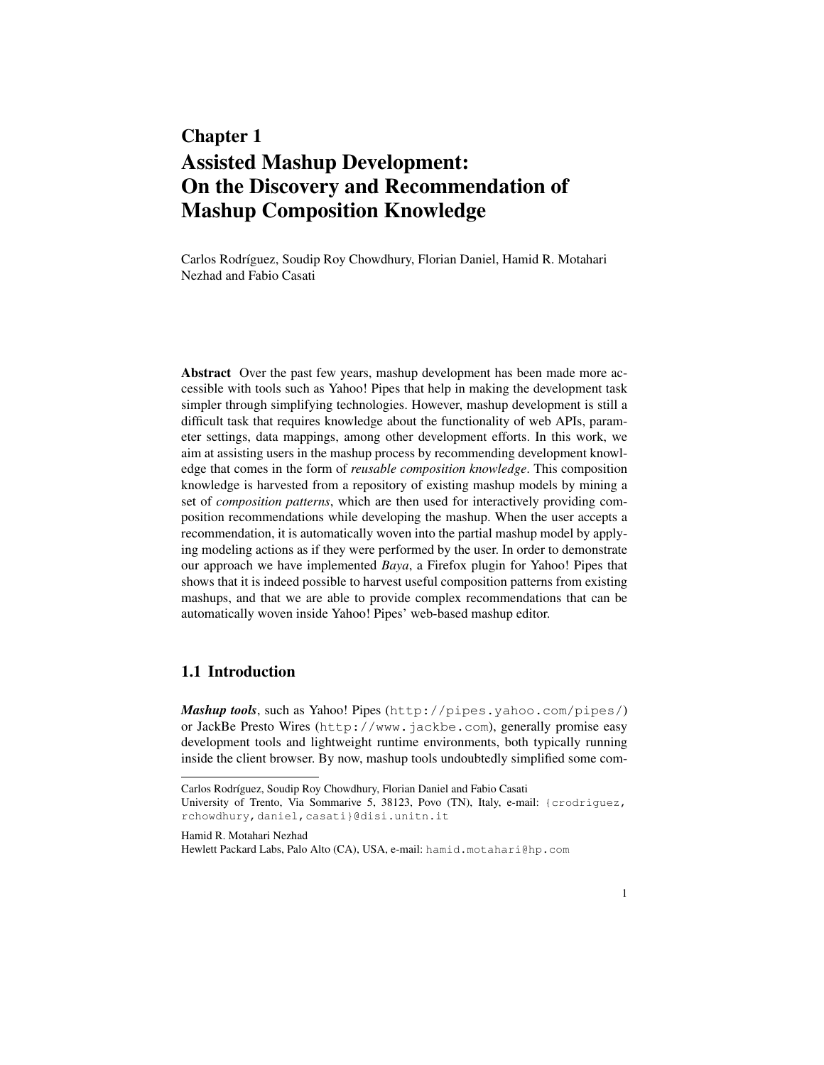# Chapter 1
# Assisted Mashup Development: On the Discovery and Recommendation of Mashup Composition Knowledge

Carlos Rodríguez, Soudip Roy Chowdhury, Florian Daniel, Hamid R. Motahari Nezhad and Fabio Casati

**Abstract** Over the past few years, mashup development has been made more accessible with tools such as Yahoo! Pipes that help in making the development task simpler through simplifying technologies. However, mashup development is still a difficult task that requires knowledge about the functionality of web APIs, parameter settings, data mappings, among other development efforts. In this work, we aim at assisting users in the mashup process by recommending development knowledge that comes in the form of *reusable composition knowledge*. This composition knowledge is harvested from a repository of existing mashup models by mining a set of *composition patterns*, which are then used for interactively providing composition recommendations while developing the mashup. When the user accepts a recommendation, it is automatically woven into the partial mashup model by applying modeling actions as if they were performed by the user. In order to demonstrate our approach we have implemented *Baya*, a Firefox plugin for Yahoo! Pipes that shows that it is indeed possible to harvest useful composition patterns from existing mashups, and that we are able to provide complex recommendations that can be automatically woven inside Yahoo! Pipes' web-based mashup editor.

## 1.1 Introduction

***Mashup tools***, such as Yahoo! Pipes (`http://pipes.yahoo.com/pipes/`) or JackBe Presto Wires (`http://www.jackbe.com`), generally promise easy development tools and lightweight runtime environments, both typically running inside the client browser. By now, mashup tools undoubtedly simplified some com-

---

Carlos Rodríguez, Soudip Roy Chowdhury, Florian Daniel and Fabio Casati
University of Trento, Via Sommarive 5, 38123, Povo (TN), Italy, e-mail: `{crodriguez, rchowdhury,daniel,casati}@disi.unitn.it`

Hamid R. Motahari Nezhad
Hewlett Packard Labs, Palo Alto (CA), USA, e-mail: `hamid.motahari@hp.com`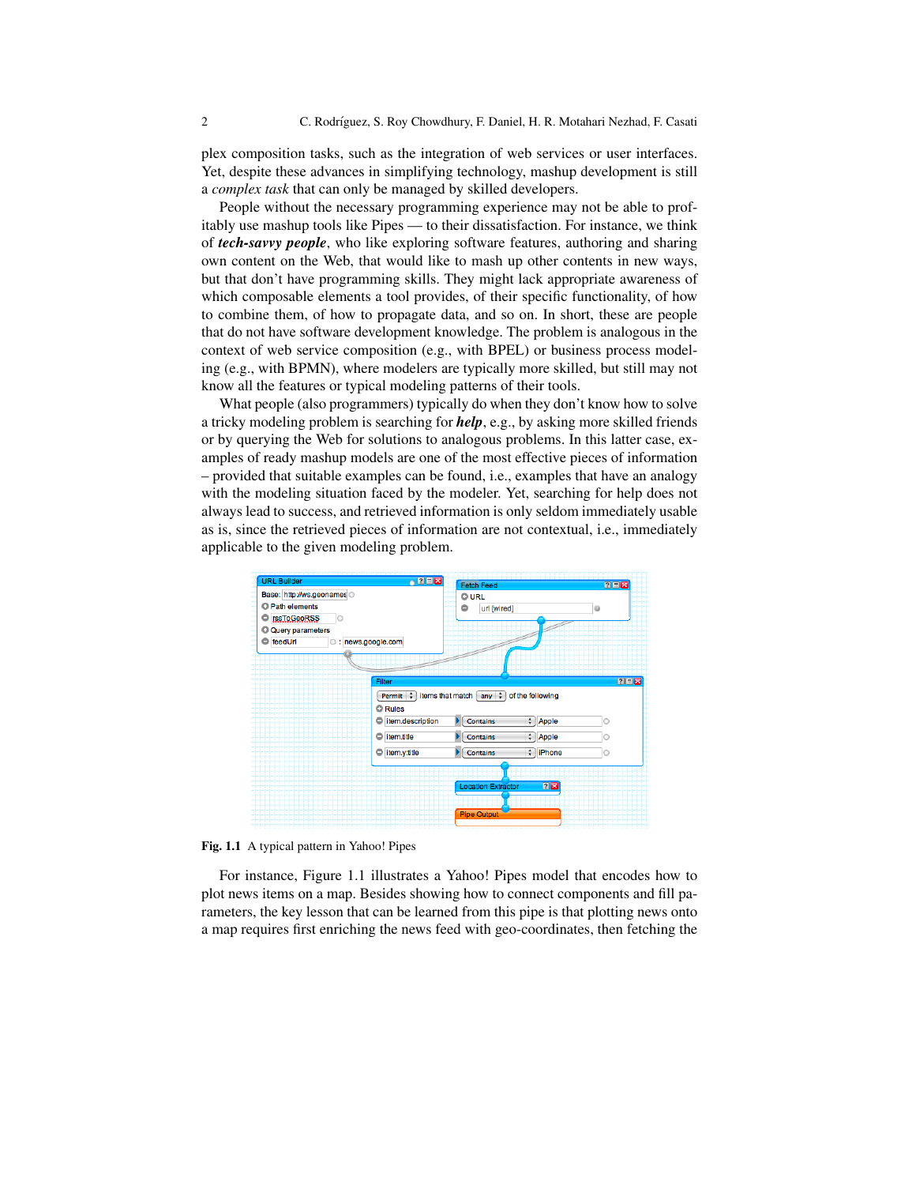plex composition tasks, such as the integration of web services or user interfaces. Yet, despite these advances in simplifying technology, mashup development is still a *complex task* that can only be managed by skilled developers.

People without the necessary programming experience may not be able to profitably use mashup tools like Pipes — to their dissatisfaction. For instance, we think of ***tech-savvy people***, who like exploring software features, authoring and sharing own content on the Web, that would like to mash up other contents in new ways, but that don't have programming skills. They might lack appropriate awareness of which composable elements a tool provides, of their specific functionality, of how to combine them, of how to propagate data, and so on. In short, these are people that do not have software development knowledge. The problem is analogous in the context of web service composition (e.g., with BPEL) or business process modeling (e.g., with BPMN), where modelers are typically more skilled, but still may not know all the features or typical modeling patterns of their tools.

What people (also programmers) typically do when they don't know how to solve a tricky modeling problem is searching for ***help***, e.g., by asking more skilled friends or by querying the Web for solutions to analogous problems. In this latter case, examples of ready mashup models are one of the most effective pieces of information – provided that suitable examples can be found, i.e., examples that have an analogy with the modeling situation faced by the modeler. Yet, searching for help does not always lead to success, and retrieved information is only seldom immediately usable as is, since the retrieved pieces of information are not contextual, i.e., immediately applicable to the given modeling problem.

**Fig. 1.1** A typical pattern in Yahoo! Pipes

For instance, Figure 1.1 illustrates a Yahoo! Pipes model that encodes how to plot news items on a map. Besides showing how to connect components and fill parameters, the key lesson that can be learned from this pipe is that plotting news onto a map requires first enriching the news feed with geo-coordinates, then fetching the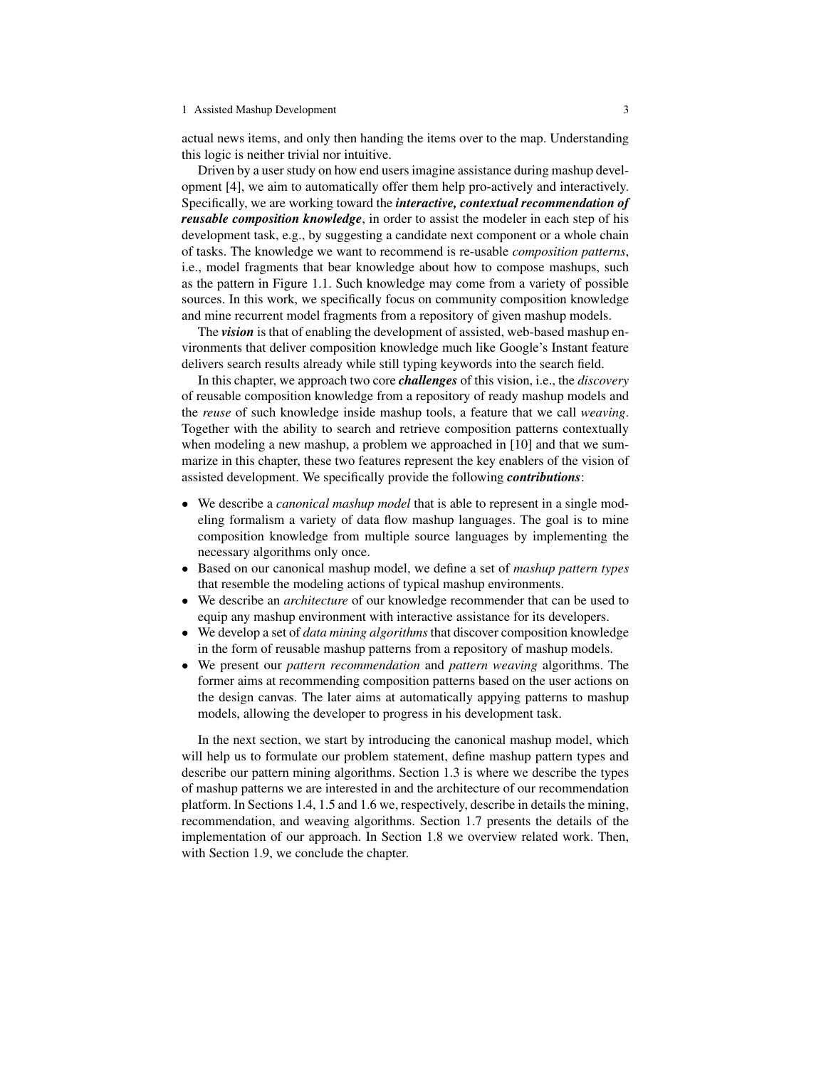actual news items, and only then handing the items over to the map. Understanding this logic is neither trivial nor intuitive.

Driven by a user study on how end users imagine assistance during mashup development [4], we aim to automatically offer them help pro-actively and interactively. Specifically, we are working toward the ***interactive, contextual recommendation of reusable composition knowledge***, in order to assist the modeler in each step of his development task, e.g., by suggesting a candidate next component or a whole chain of tasks. The knowledge we want to recommend is re-usable *composition patterns*, i.e., model fragments that bear knowledge about how to compose mashups, such as the pattern in Figure 1.1. Such knowledge may come from a variety of possible sources. In this work, we specifically focus on community composition knowledge and mine recurrent model fragments from a repository of given mashup models.

The ***vision*** is that of enabling the development of assisted, web-based mashup environments that deliver composition knowledge much like Google's Instant feature delivers search results already while still typing keywords into the search field.

In this chapter, we approach two core ***challenges*** of this vision, i.e., the *discovery* of reusable composition knowledge from a repository of ready mashup models and the *reuse* of such knowledge inside mashup tools, a feature that we call *weaving*. Together with the ability to search and retrieve composition patterns contextually when modeling a new mashup, a problem we approached in [10] and that we summarize in this chapter, these two features represent the key enablers of the vision of assisted development. We specifically provide the following ***contributions***:

- We describe a *canonical mashup model* that is able to represent in a single modeling formalism a variety of data flow mashup languages. The goal is to mine composition knowledge from multiple source languages by implementing the necessary algorithms only once.
- Based on our canonical mashup model, we define a set of *mashup pattern types* that resemble the modeling actions of typical mashup environments.
- We describe an *architecture* of our knowledge recommender that can be used to equip any mashup environment with interactive assistance for its developers.
- We develop a set of *data mining algorithms* that discover composition knowledge in the form of reusable mashup patterns from a repository of mashup models.
- We present our *pattern recommendation* and *pattern weaving* algorithms. The former aims at recommending composition patterns based on the user actions on the design canvas. The later aims at automatically appying patterns to mashup models, allowing the developer to progress in his development task.

In the next section, we start by introducing the canonical mashup model, which will help us to formulate our problem statement, define mashup pattern types and describe our pattern mining algorithms. Section 1.3 is where we describe the types of mashup patterns we are interested in and the architecture of our recommendation platform. In Sections 1.4, 1.5 and 1.6 we, respectively, describe in details the mining, recommendation, and weaving algorithms. Section 1.7 presents the details of the implementation of our approach. In Section 1.8 we overview related work. Then, with Section 1.9, we conclude the chapter.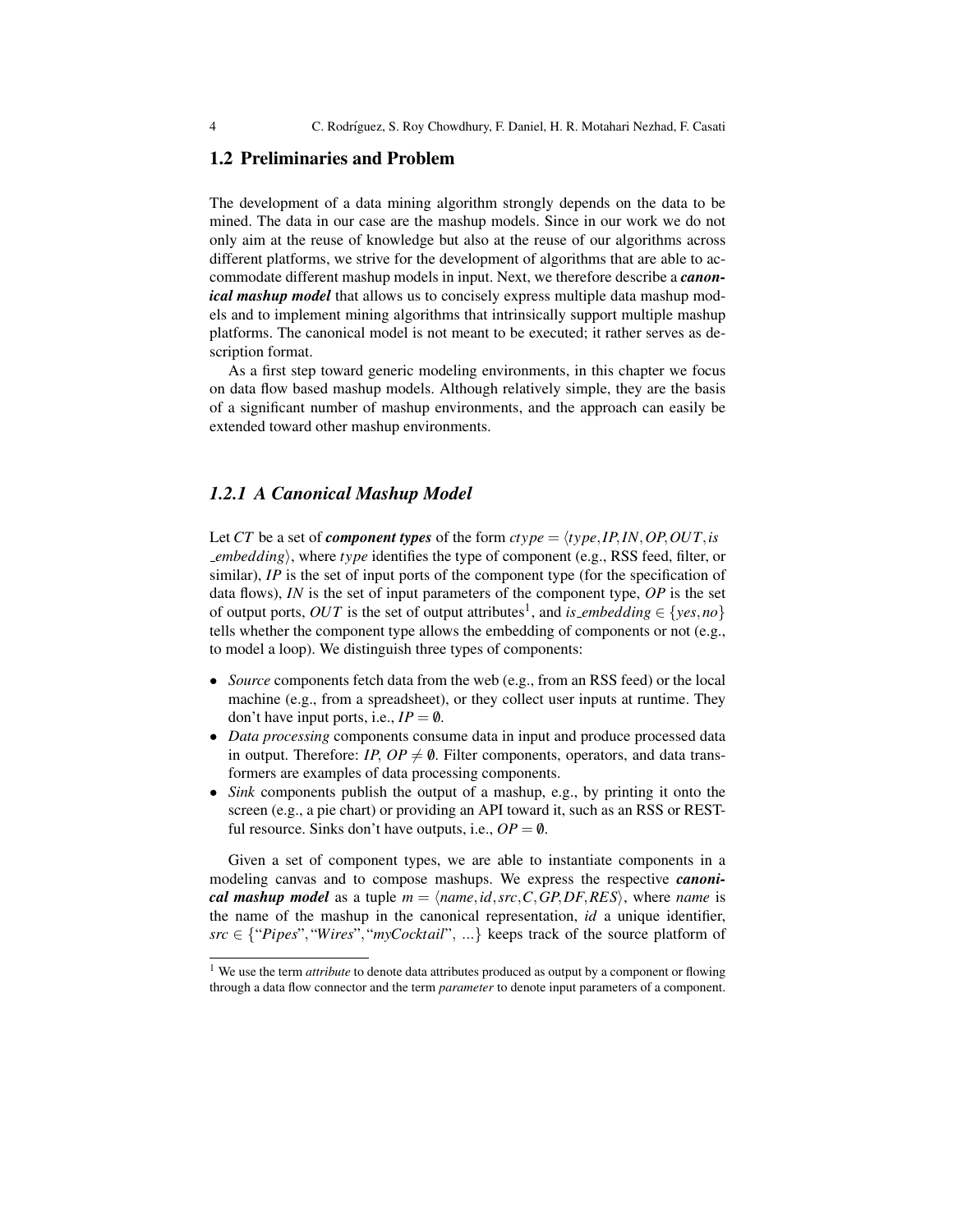## 1.2 Preliminaries and Problem

The development of a data mining algorithm strongly depends on the data to be mined. The data in our case are the mashup models. Since in our work we do not only aim at the reuse of knowledge but also at the reuse of our algorithms across different platforms, we strive for the development of algorithms that are able to accommodate different mashup models in input. Next, we therefore describe a ***canonical mashup model*** that allows us to concisely express multiple data mashup models and to implement mining algorithms that intrinsically support multiple mashup platforms. The canonical model is not meant to be executed; it rather serves as description format.

As a first step toward generic modeling environments, in this chapter we focus on data flow based mashup models. Although relatively simple, they are the basis of a significant number of mashup environments, and the approach can easily be extended toward other mashup environments.

### *1.2.1 A Canonical Mashup Model*

Let $CT$ be a set of ***component types*** of the form $ctype = \langle type, IP, IN, OP, OUT, is\_embedding \rangle$, where $type$ identifies the type of component (e.g., RSS feed, filter, or similar), $IP$ is the set of input ports of the component type (for the specification of data flows), $IN$ is the set of input parameters of the component type, $OP$ is the set of output ports, $OUT$ is the set of output attributes[1], and $is\_embedding \in \{yes, no\}$ tells whether the component type allows the embedding of components or not (e.g., to model a loop). We distinguish three types of components:

- *Source* components fetch data from the web (e.g., from an RSS feed) or the local machine (e.g., from a spreadsheet), or they collect user inputs at runtime. They don't have input ports, i.e., $IP = \emptyset$.
- *Data processing* components consume data in input and produce processed data in output. Therefore: $IP$, $OP \neq \emptyset$. Filter components, operators, and data transformers are examples of data processing components.
- *Sink* components publish the output of a mashup, e.g., by printing it onto the screen (e.g., a pie chart) or providing an API toward it, such as an RSS or RESTful resource. Sinks don't have outputs, i.e., $OP = \emptyset$.

Given a set of component types, we are able to instantiate components in a modeling canvas and to compose mashups. We express the respective ***canonical mashup model*** as a tuple $m = \langle name, id, src, C, GP, DF, RES \rangle$, where $name$ is the name of the mashup in the canonical representation, $id$ a unique identifier, $src \in \{\text{"}Pipes\text{"}, \text{"}Wires\text{"}, \text{"}myCocktail\text{"}, \ldots\}$ keeps track of the source platform of

[1] We use the term *attribute* to denote data attributes produced as output by a component or flowing through a data flow connector and the term *parameter* to denote input parameters of a component.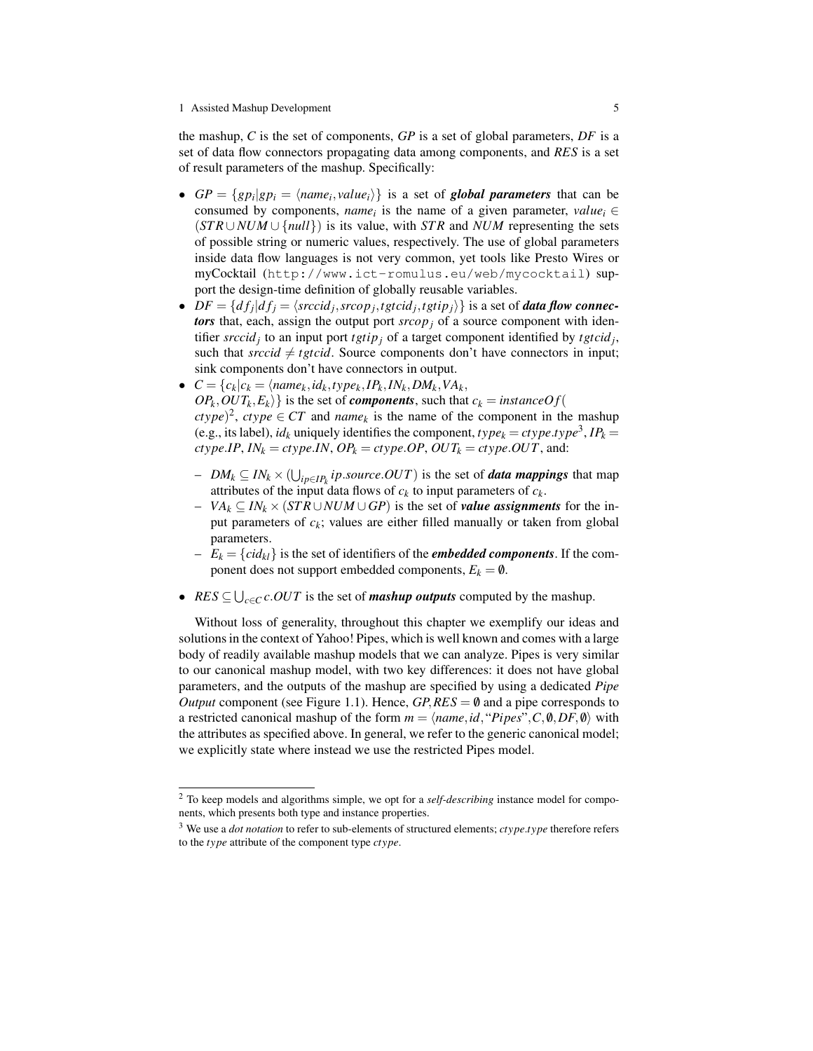the mashup, $C$ is the set of components, $GP$ is a set of global parameters, $DF$ is a set of data flow connectors propagating data among components, and $RES$ is a set of result parameters of the mashup. Specifically:

- $GP = \{gp_i | gp_i = \langle name_i, value_i \rangle\}$ is a set of ***global parameters*** that can be consumed by components, $name_i$ is the name of a given parameter, $value_i \in (STR \cup NUM \cup \{null\})$ is its value, with $STR$ and $NUM$ representing the sets of possible string or numeric values, respectively. The use of global parameters inside data flow languages is not very common, yet tools like Presto Wires or myCocktail (`http://www.ict-romulus.eu/web/mycocktail`) support the design-time definition of globally reusable variables.
- $DF = \{df_j | df_j = \langle srccid_j, srcop_j, tgtcid_j, tgtip_j \rangle\}$ is a set of ***data flow connectors*** that, each, assign the output port $srcop_j$ of a source component with identifier $srccid_j$ to an input port $tgtip_j$ of a target component identified by $tgtcid_j$, such that $srccid \neq tgtcid$. Source components don't have connectors in input; sink components don't have connectors in output.
- $C = \{c_k | c_k = \langle name_k, id_k, type_k, IP_k, IN_k, DM_k, VA_k, OP_k, OUT_k, E_k \rangle\}$ is the set of ***components***, such that $c_k = instanceOf(ctype)$[2], $ctype \in CT$ and $name_k$ is the name of the component in the mashup (e.g., its label), $id_k$ uniquely identifies the component, $type_k = ctype.type$[3], $IP_k = ctype.IP$, $IN_k = ctype.IN$, $OP_k = ctype.OP$, $OUT_k = ctype.OUT$, and:
  - $DM_k \subseteq IN_k \times (\bigcup_{ip \in IP_k} ip.source.OUT)$ is the set of ***data mappings*** that map attributes of the input data flows of $c_k$ to input parameters of $c_k$.
  - $VA_k \subseteq IN_k \times (STR \cup NUM \cup GP)$ is the set of ***value assignments*** for the input parameters of $c_k$; values are either filled manually or taken from global parameters.
  - $E_k = \{cid_{kl}\}$ is the set of identifiers of the ***embedded components***. If the component does not support embedded components, $E_k = \emptyset$.
- $RES \subseteq \bigcup_{c \in C} c.OUT$ is the set of ***mashup outputs*** computed by the mashup.

Without loss of generality, throughout this chapter we exemplify our ideas and solutions in the context of Yahoo! Pipes, which is well known and comes with a large body of readily available mashup models that we can analyze. Pipes is very similar to our canonical mashup model, with two key differences: it does not have global parameters, and the outputs of the mashup are specified by using a dedicated *Pipe Output* component (see Figure 1.1). Hence, $GP, RES = \emptyset$ and a pipe corresponds to a restricted canonical mashup of the form $m = \langle name, id, \text{"}Pipes\text{"}, C, \emptyset, DF, \emptyset \rangle$ with the attributes as specified above. In general, we refer to the generic canonical model; we explicitly state where instead we use the restricted Pipes model.

---

[2] To keep models and algorithms simple, we opt for a *self-describing* instance model for components, which presents both type and instance properties.

[3] We use a *dot notation* to refer to sub-elements of structured elements; $ctype.type$ therefore refers to the $type$ attribute of the component type $ctype$.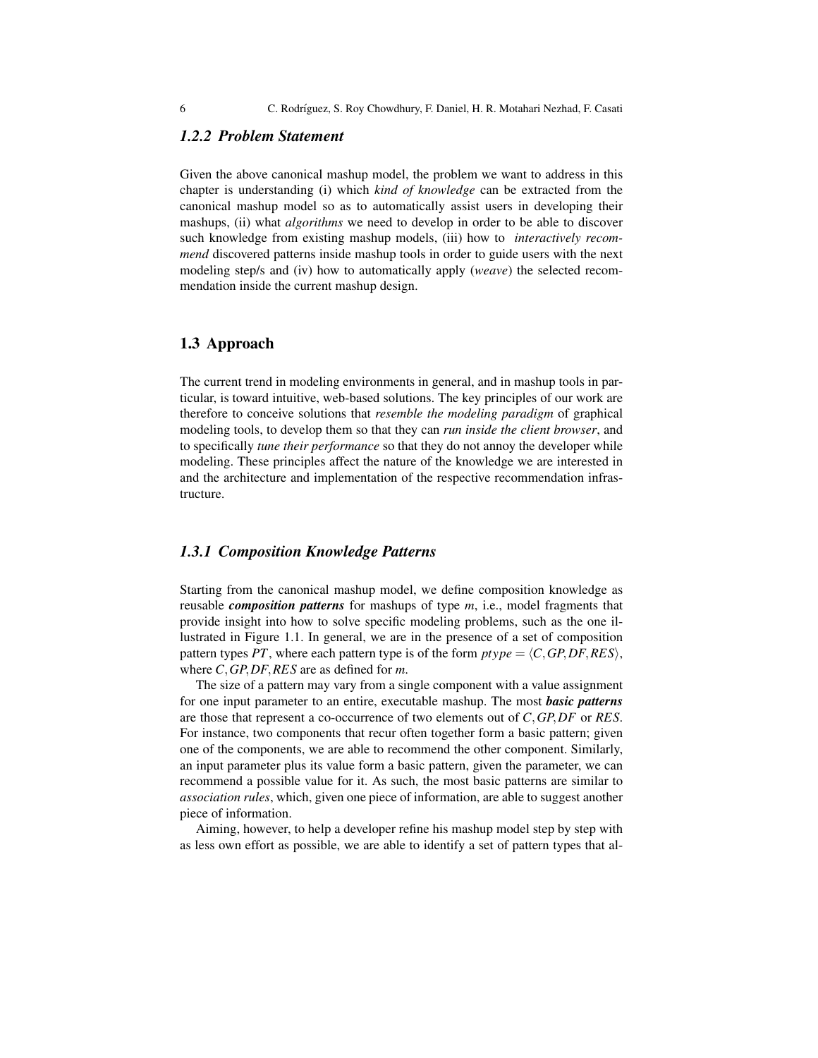### *1.2.2 Problem Statement*

Given the above canonical mashup model, the problem we want to address in this chapter is understanding (i) which *kind of knowledge* can be extracted from the canonical mashup model so as to automatically assist users in developing their mashups, (ii) what *algorithms* we need to develop in order to be able to discover such knowledge from existing mashup models, (iii) how to *interactively recommend* discovered patterns inside mashup tools in order to guide users with the next modeling step/s and (iv) how to automatically apply (*weave*) the selected recommendation inside the current mashup design.

## 1.3 Approach

The current trend in modeling environments in general, and in mashup tools in particular, is toward intuitive, web-based solutions. The key principles of our work are therefore to conceive solutions that *resemble the modeling paradigm* of graphical modeling tools, to develop them so that they can *run inside the client browser*, and to specifically *tune their performance* so that they do not annoy the developer while modeling. These principles affect the nature of the knowledge we are interested in and the architecture and implementation of the respective recommendation infrastructure.

### *1.3.1 Composition Knowledge Patterns*

Starting from the canonical mashup model, we define composition knowledge as reusable ***composition patterns*** for mashups of type $m$, i.e., model fragments that provide insight into how to solve specific modeling problems, such as the one illustrated in Figure 1.1. In general, we are in the presence of a set of composition pattern types $PT$, where each pattern type is of the form $ptype = \langle C, GP, DF, RES \rangle$, where $C, GP, DF, RES$ are as defined for $m$.

The size of a pattern may vary from a single component with a value assignment for one input parameter to an entire, executable mashup. The most ***basic patterns*** are those that represent a co-occurrence of two elements out of $C, GP, DF$ or $RES$. For instance, two components that recur often together form a basic pattern; given one of the components, we are able to recommend the other component. Similarly, an input parameter plus its value form a basic pattern, given the parameter, we can recommend a possible value for it. As such, the most basic patterns are similar to *association rules*, which, given one piece of information, are able to suggest another piece of information.

Aiming, however, to help a developer refine his mashup model step by step with as less own effort as possible, we are able to identify a set of pattern types that al-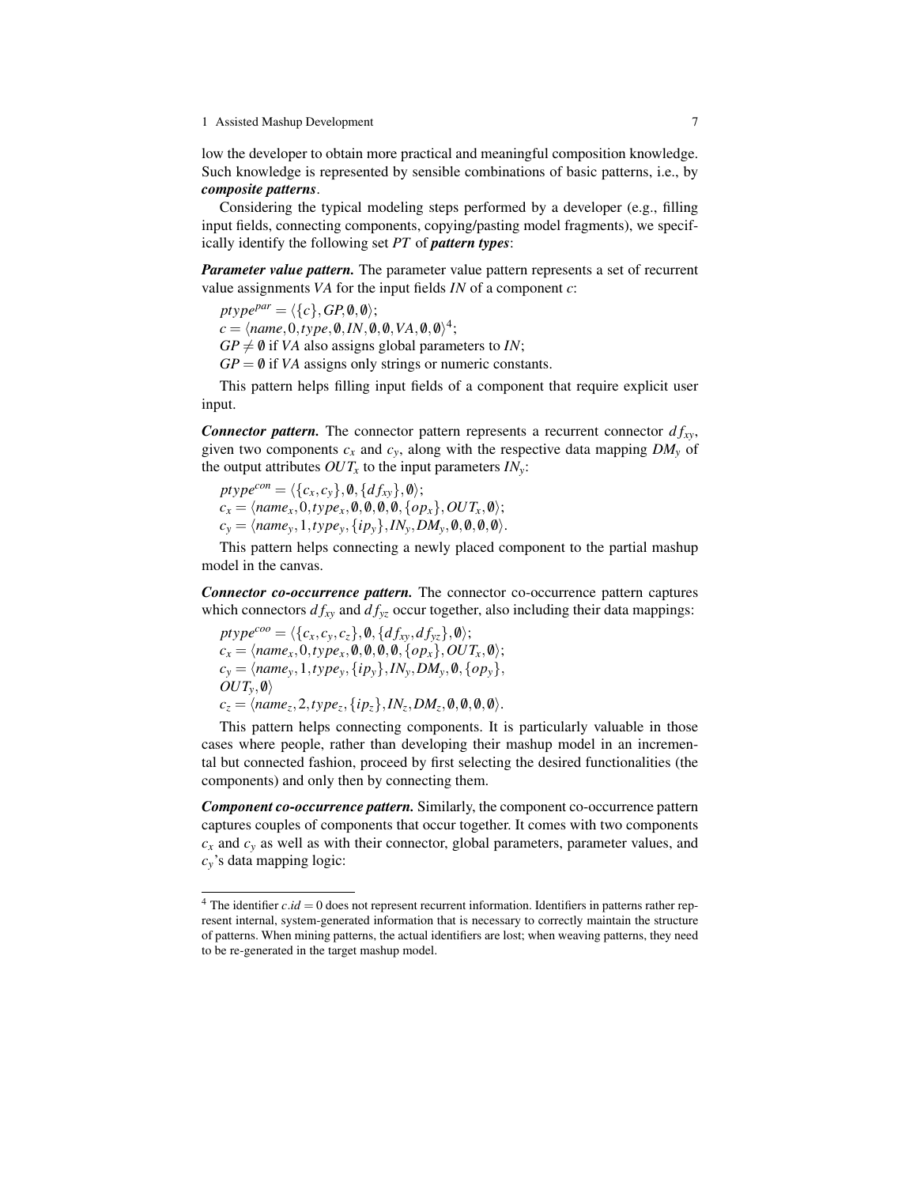low the developer to obtain more practical and meaningful composition knowledge. Such knowledge is represented by sensible combinations of basic patterns, i.e., by ***composite patterns***.

Considering the typical modeling steps performed by a developer (e.g., filling input fields, connecting components, copying/pasting model fragments), we specifically identify the following set $PT$ of ***pattern types***:

***Parameter value pattern.*** The parameter value pattern represents a set of recurrent value assignments $VA$ for the input fields $IN$ of a component $c$:

$ptype^{par} = \langle \{c\}, GP, \emptyset, \emptyset \rangle$;
$c = \langle name, 0, type, \emptyset, IN, \emptyset, \emptyset, VA, \emptyset, \emptyset \rangle$[4];
$GP \neq \emptyset$ if $VA$ also assigns global parameters to $IN$;
$GP = \emptyset$ if $VA$ assigns only strings or numeric constants.

This pattern helps filling input fields of a component that require explicit user input.

***Connector pattern.*** The connector pattern represents a recurrent connector $df_{xy}$, given two components $c_x$ and $c_y$, along with the respective data mapping $DM_y$ of the output attributes $OUT_x$ to the input parameters $IN_y$:

$ptype^{con} = \langle \{c_x, c_y\}, \emptyset, \{df_{xy}\}, \emptyset \rangle$;
$c_x = \langle name_x, 0, type_x, \emptyset, \emptyset, \emptyset, \emptyset, \{op_x\}, OUT_x, \emptyset \rangle$;
$c_y = \langle name_y, 1, type_y, \{ip_y\}, IN_y, DM_y, \emptyset, \emptyset, \emptyset, \emptyset \rangle$.

This pattern helps connecting a newly placed component to the partial mashup model in the canvas.

***Connector co-occurrence pattern.*** The connector co-occurrence pattern captures which connectors $df_{xy}$ and $df_{yz}$ occur together, also including their data mappings:

$ptype^{coo} = \langle \{c_x, c_y, c_z\}, \emptyset, \{df_{xy}, df_{yz}\}, \emptyset \rangle$;
$c_x = \langle name_x, 0, type_x, \emptyset, \emptyset, \emptyset, \emptyset, \{op_x\}, OUT_x, \emptyset \rangle$;
$c_y = \langle name_y, 1, type_y, \{ip_y\}, IN_y, DM_y, \emptyset, \{op_y\}, OUT_y, \emptyset \rangle$
$c_z = \langle name_z, 2, type_z, \{ip_z\}, IN_z, DM_z, \emptyset, \emptyset, \emptyset, \emptyset \rangle$.

This pattern helps connecting components. It is particularly valuable in those cases where people, rather than developing their mashup model in an incremental but connected fashion, proceed by first selecting the desired functionalities (the components) and only then by connecting them.

***Component co-occurrence pattern.*** Similarly, the component co-occurrence pattern captures couples of components that occur together. It comes with two components $c_x$ and $c_y$ as well as with their connector, global parameters, parameter values, and $c_y$'s data mapping logic:

---

[4] The identifier $c.id = 0$ does not represent recurrent information. Identifiers in patterns rather represent internal, system-generated information that is necessary to correctly maintain the structure of patterns. When mining patterns, the actual identifiers are lost; when weaving patterns, they need to be re-generated in the target mashup model.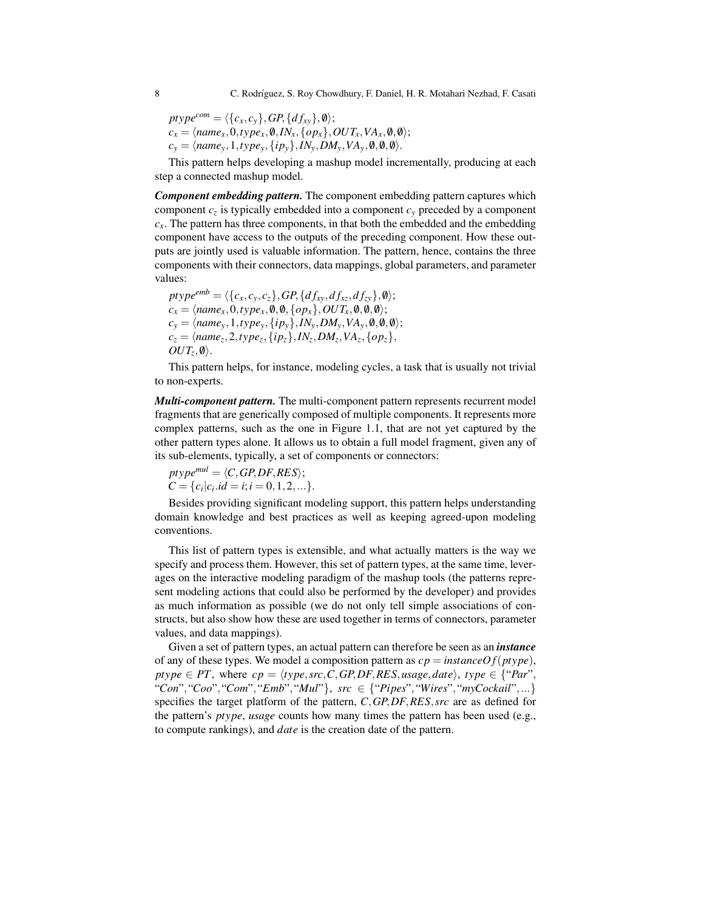$ptype^{com} = \langle \{c_x, c_y\}, GP, \{df_{xy}\}, \emptyset \rangle$;
$c_x = \langle name_x, 0, type_x, \emptyset, IN_x, \{op_x\}, OUT_x, VA_x, \emptyset, \emptyset \rangle$;
$c_y = \langle name_y, 1, type_y, \{ip_y\}, IN_y, DM_y, VA_y, \emptyset, \emptyset, \emptyset \rangle$.

This pattern helps developing a mashup model incrementally, producing at each step a connected mashup model.

***Component embedding pattern.*** The component embedding pattern captures which component $c_z$ is typically embedded into a component $c_y$ preceded by a component $c_x$. The pattern has three components, in that both the embedded and the embedding component have access to the outputs of the preceding component. How these outputs are jointly used is valuable information. The pattern, hence, contains the three components with their connectors, data mappings, global parameters, and parameter values:

$ptype^{emb} = \langle \{c_x, c_y, c_z\}, GP, \{df_{xy}, df_{xz}, df_{zy}\}, \emptyset \rangle$;
$c_x = \langle name_x, 0, type_x, \emptyset, \emptyset, \{op_x\}, OUT_x, \emptyset, \emptyset, \emptyset \rangle$;
$c_y = \langle name_y, 1, type_y, \{ip_y\}, IN_y, DM_y, VA_y, \emptyset, \emptyset, \emptyset \rangle$;
$c_z = \langle name_z, 2, type_z, \{ip_z\}, IN_z, DM_z, VA_z, \{op_z\}, OUT_z, \emptyset \rangle$.

This pattern helps, for instance, modeling cycles, a task that is usually not trivial to non-experts.

***Multi-component pattern.*** The multi-component pattern represents recurrent model fragments that are generically composed of multiple components. It represents more complex patterns, such as the one in Figure 1.1, that are not yet captured by the other pattern types alone. It allows us to obtain a full model fragment, given any of its sub-elements, typically, a set of components or connectors:

$ptype^{mul} = \langle C, GP, DF, RES \rangle$;
$C = \{c_i | c_i.id = i; i = 0, 1, 2, ...\}$.

Besides providing significant modeling support, this pattern helps understanding domain knowledge and best practices as well as keeping agreed-upon modeling conventions.

This list of pattern types is extensible, and what actually matters is the way we specify and process them. However, this set of pattern types, at the same time, leverages on the interactive modeling paradigm of the mashup tools (the patterns represent modeling actions that could also be performed by the developer) and provides as much information as possible (we do not only tell simple associations of constructs, but also show how these are used together in terms of connectors, parameter values, and data mappings).

Given a set of pattern types, an actual pattern can therefore be seen as an ***instance*** of any of these types. We model a composition pattern as $cp = instanceOf(ptype)$, $ptype \in PT$, where $cp = \langle type, src, C, GP, DF, RES, usage, date \rangle$, $type \in \{$"$Par$", "$Con$", "$Coo$", "$Com$", "$Emb$", "$Mul$"$\}$, $src \in \{$"$Pipes$", "$Wires$", "$myCockail$", ...$\}$ specifies the target platform of the pattern, $C, GP, DF, RES, src$ are as defined for the pattern's $ptype$, $usage$ counts how many times the pattern has been used (e.g., to compute rankings), and $date$ is the creation date of the pattern.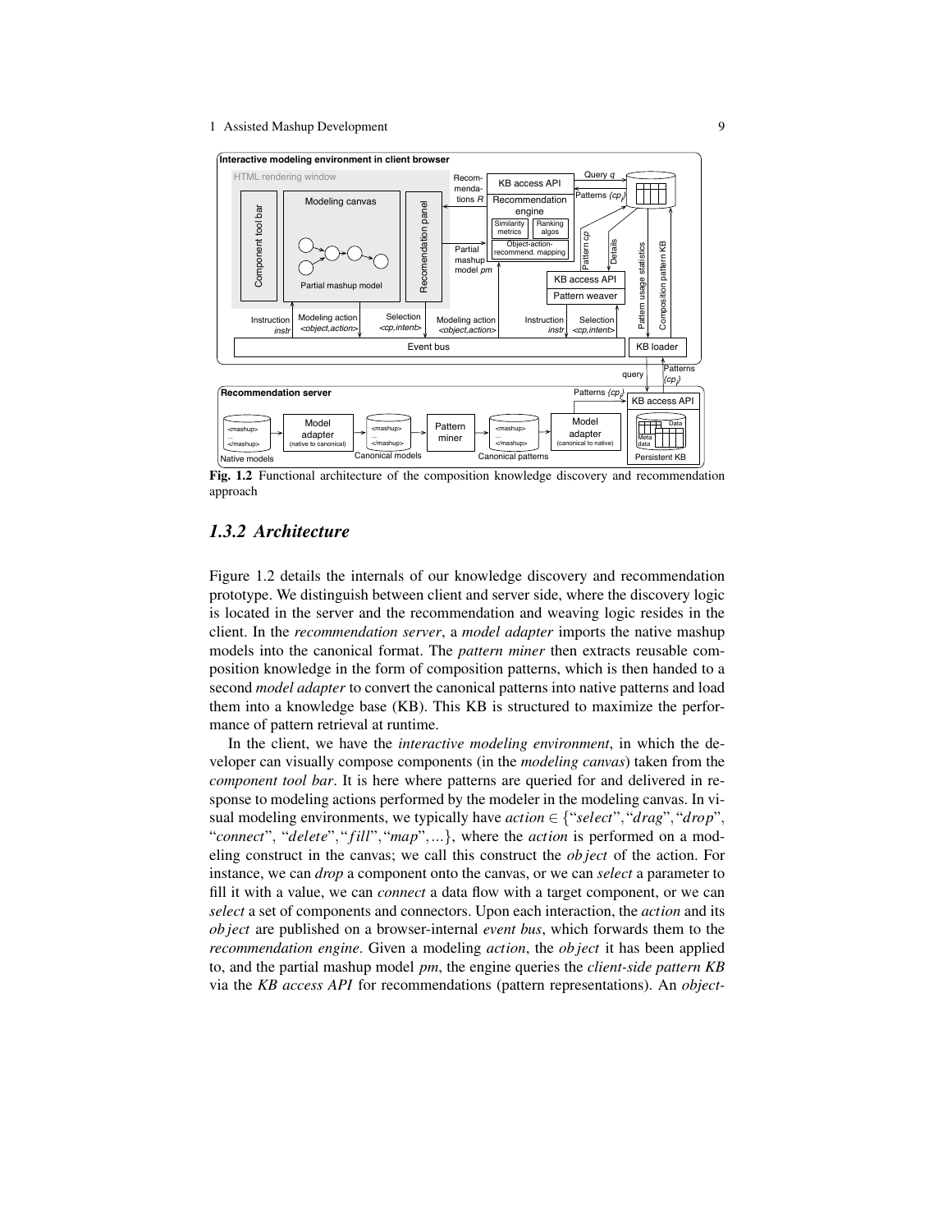Interactive modeling environment in client browser

HTML rendering window

Component tool bar

Modeling canvas

Partial mashup model

Recomendation panel

Recom-menda-tions $R$

KB access API

Recommendation engine

Similarity metrics

Ranking algos

Object-action-recommend. mapping

Partial mashup model $pm$

Query $q$

Patterns $\{cp_i\}$

Pattern $cp$

Details

KB access API

Pattern weaver

Pattern usage statistics

Composition pattern KB

Instruction $instr$

Modeling action <object,action>

Selection <cp,intent>

Modeling action <object,action>

Instruction $instr$

Selection <cp,intent>

Event bus

KB loader

query

Patterns $\{cp_i\}$

Recommendation server

Patterns $\{cp_i\}$

KB access API

<mashup> ... </mashup>

Native models

Model adapter (native to canonical)

<mashup> ... </mashup>

Canonical models

Pattern miner

<mashup> ... </mashup>

Canonical patterns

Model adapter (canonical to native)

Data

Meta data

Persistent KB

**Fig. 1.2** Functional architecture of the composition knowledge discovery and recommendation approach

### *1.3.2 Architecture*

Figure 1.2 details the internals of our knowledge discovery and recommendation prototype. We distinguish between client and server side, where the discovery logic is located in the server and the recommendation and weaving logic resides in the client. In the *recommendation server*, a *model adapter* imports the native mashup models into the canonical format. The *pattern miner* then extracts reusable composition knowledge in the form of composition patterns, which is then handed to a second *model adapter* to convert the canonical patterns into native patterns and load them into a knowledge base (KB). This KB is structured to maximize the performance of pattern retrieval at runtime.

In the client, we have the *interactive modeling environment*, in which the developer can visually compose components (in the *modeling canvas*) taken from the *component tool bar*. It is here where patterns are queried for and delivered in response to modeling actions performed by the modeler in the modeling canvas. In visual modeling environments, we typically have $action \in \{$"$select$","$drag$","$drop$", "$connect$", "$delete$","$fill$","$map$",...$\}$, where the *action* is performed on a modeling construct in the canvas; we call this construct the $object$ of the action. For instance, we can *drop* a component onto the canvas, or we can *select* a parameter to fill it with a value, we can *connect* a data flow with a target component, or we can *select* a set of components and connectors. Upon each interaction, the *action* and its $object$ are published on a browser-internal *event bus*, which forwards them to the *recommendation engine*. Given a modeling *action*, the $object$ it has been applied to, and the partial mashup model *pm*, the engine queries the *client-side pattern KB* via the *KB access API* for recommendations (pattern representations). An *object-*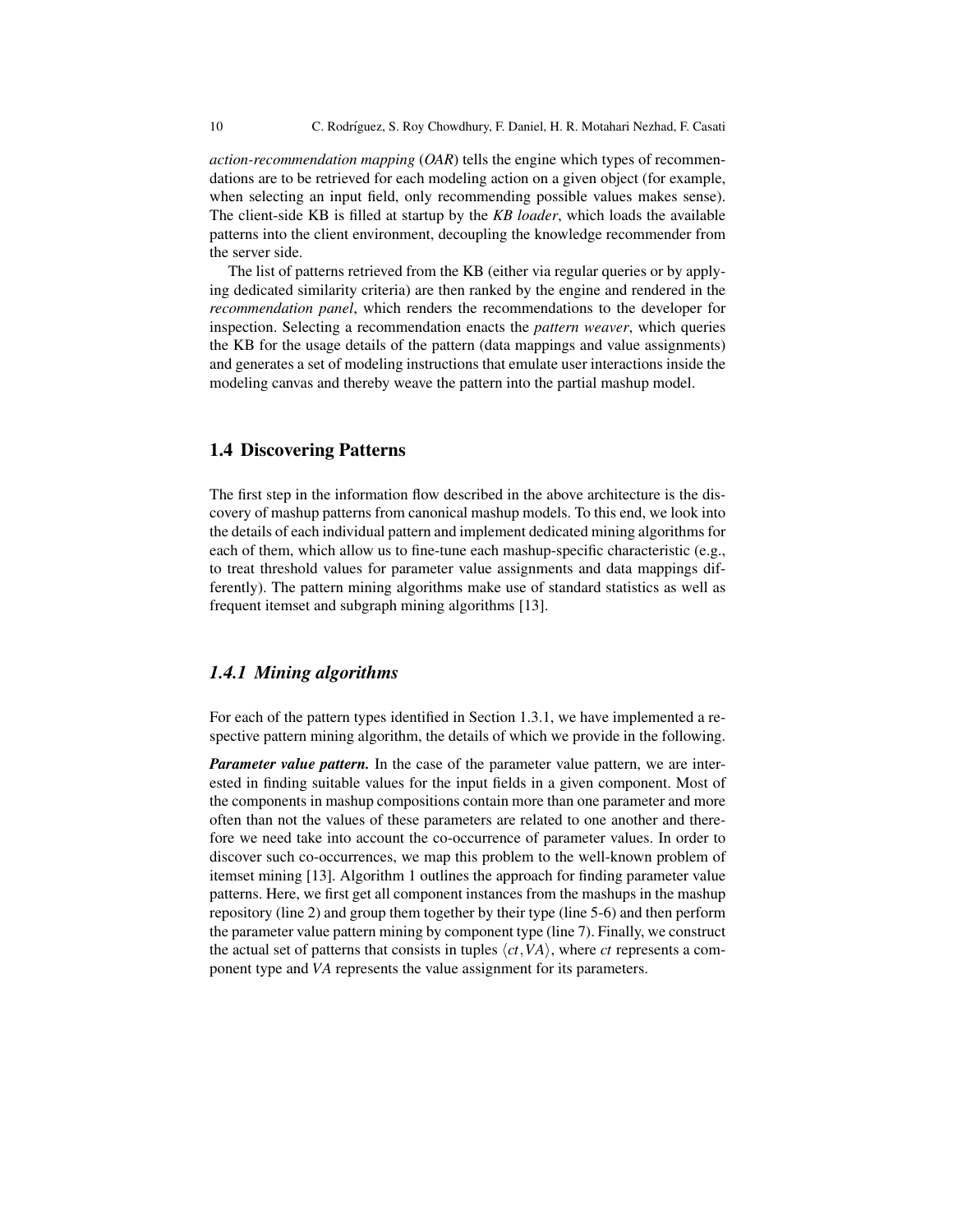*action-recommendation mapping* (*OAR*) tells the engine which types of recommendations are to be retrieved for each modeling action on a given object (for example, when selecting an input field, only recommending possible values makes sense). The client-side KB is filled at startup by the *KB loader*, which loads the available patterns into the client environment, decoupling the knowledge recommender from the server side.

The list of patterns retrieved from the KB (either via regular queries or by applying dedicated similarity criteria) are then ranked by the engine and rendered in the *recommendation panel*, which renders the recommendations to the developer for inspection. Selecting a recommendation enacts the *pattern weaver*, which queries the KB for the usage details of the pattern (data mappings and value assignments) and generates a set of modeling instructions that emulate user interactions inside the modeling canvas and thereby weave the pattern into the partial mashup model.

## 1.4 Discovering Patterns

The first step in the information flow described in the above architecture is the discovery of mashup patterns from canonical mashup models. To this end, we look into the details of each individual pattern and implement dedicated mining algorithms for each of them, which allow us to fine-tune each mashup-specific characteristic (e.g., to treat threshold values for parameter value assignments and data mappings differently). The pattern mining algorithms make use of standard statistics as well as frequent itemset and subgraph mining algorithms [13].

### *1.4.1 Mining algorithms*

For each of the pattern types identified in Section 1.3.1, we have implemented a respective pattern mining algorithm, the details of which we provide in the following.

***Parameter value pattern.*** In the case of the parameter value pattern, we are interested in finding suitable values for the input fields in a given component. Most of the components in mashup compositions contain more than one parameter and more often than not the values of these parameters are related to one another and therefore we need take into account the co-occurrence of parameter values. In order to discover such co-occurrences, we map this problem to the well-known problem of itemset mining [13]. Algorithm 1 outlines the approach for finding parameter value patterns. Here, we first get all component instances from the mashups in the mashup repository (line 2) and group them together by their type (line 5-6) and then perform the parameter value pattern mining by component type (line 7). Finally, we construct the actual set of patterns that consists in tuples $\langle ct, VA \rangle$, where *ct* represents a component type and *VA* represents the value assignment for its parameters.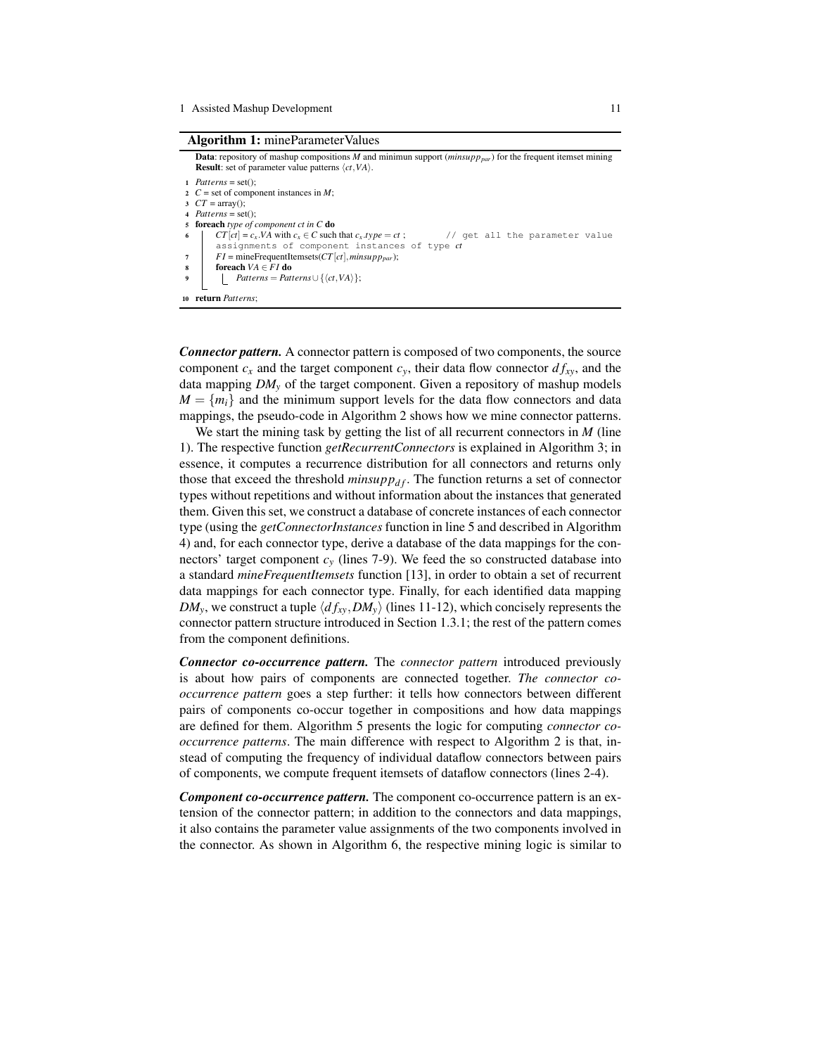**Algorithm 1:** mineParameterValues

```
Data: repository of mashup compositions M and minimun support (minsupp_par) for the frequent itemset mining
Result: set of parameter value patterns ⟨ct,VA⟩.

1  Patterns = set();
2  C = set of component instances in M;
3  CT = array();
4  Patterns = set();
5  foreach type of component ct in C do
6      CT[ct] = c_x.VA with c_x ∈ C such that c_x.type = ct ;   // get all the parameter value
       assignments of component instances of type ct
7      FI = mineFrequentItemsets(CT[ct], minsupp_par);
8      foreach VA ∈ FI do
9          Patterns = Patterns ∪ {⟨ct,VA⟩};
10 return Patterns;
```

***Connector pattern.*** A connector pattern is composed of two components, the source component $c_x$ and the target component $c_y$, their data flow connector $df_{xy}$, and the data mapping $DM_y$ of the target component. Given a repository of mashup models $M = \{m_i\}$ and the minimum support levels for the data flow connectors and data mappings, the pseudo-code in Algorithm 2 shows how we mine connector patterns.

We start the mining task by getting the list of all recurrent connectors in $M$ (line 1). The respective function *getRecurrentConnectors* is explained in Algorithm 3; in essence, it computes a recurrence distribution for all connectors and returns only those that exceed the threshold $minsupp_{df}$. The function returns a set of connector types without repetitions and without information about the instances that generated them. Given this set, we construct a database of concrete instances of each connector type (using the *getConnectorInstances* function in line 5 and described in Algorithm 4) and, for each connector type, derive a database of the data mappings for the connectors' target component $c_y$ (lines 7-9). We feed the so constructed database into a standard *mineFrequentItemsets* function [13], in order to obtain a set of recurrent data mappings for each connector type. Finally, for each identified data mapping $DM_y$, we construct a tuple $\langle df_{xy}, DM_y \rangle$ (lines 11-12), which concisely represents the connector pattern structure introduced in Section 1.3.1; the rest of the pattern comes from the component definitions.

***Connector co-occurrence pattern.*** The *connector pattern* introduced previously is about how pairs of components are connected together. *The connector co-occurrence pattern* goes a step further: it tells how connectors between different pairs of components co-occur together in compositions and how data mappings are defined for them. Algorithm 5 presents the logic for computing *connector co-occurrence patterns*. The main difference with respect to Algorithm 2 is that, instead of computing the frequency of individual dataflow connectors between pairs of components, we compute frequent itemsets of dataflow connectors (lines 2-4).

***Component co-occurrence pattern.*** The component co-occurrence pattern is an extension of the connector pattern; in addition to the connectors and data mappings, it also contains the parameter value assignments of the two components involved in the connector. As shown in Algorithm 6, the respective mining logic is similar to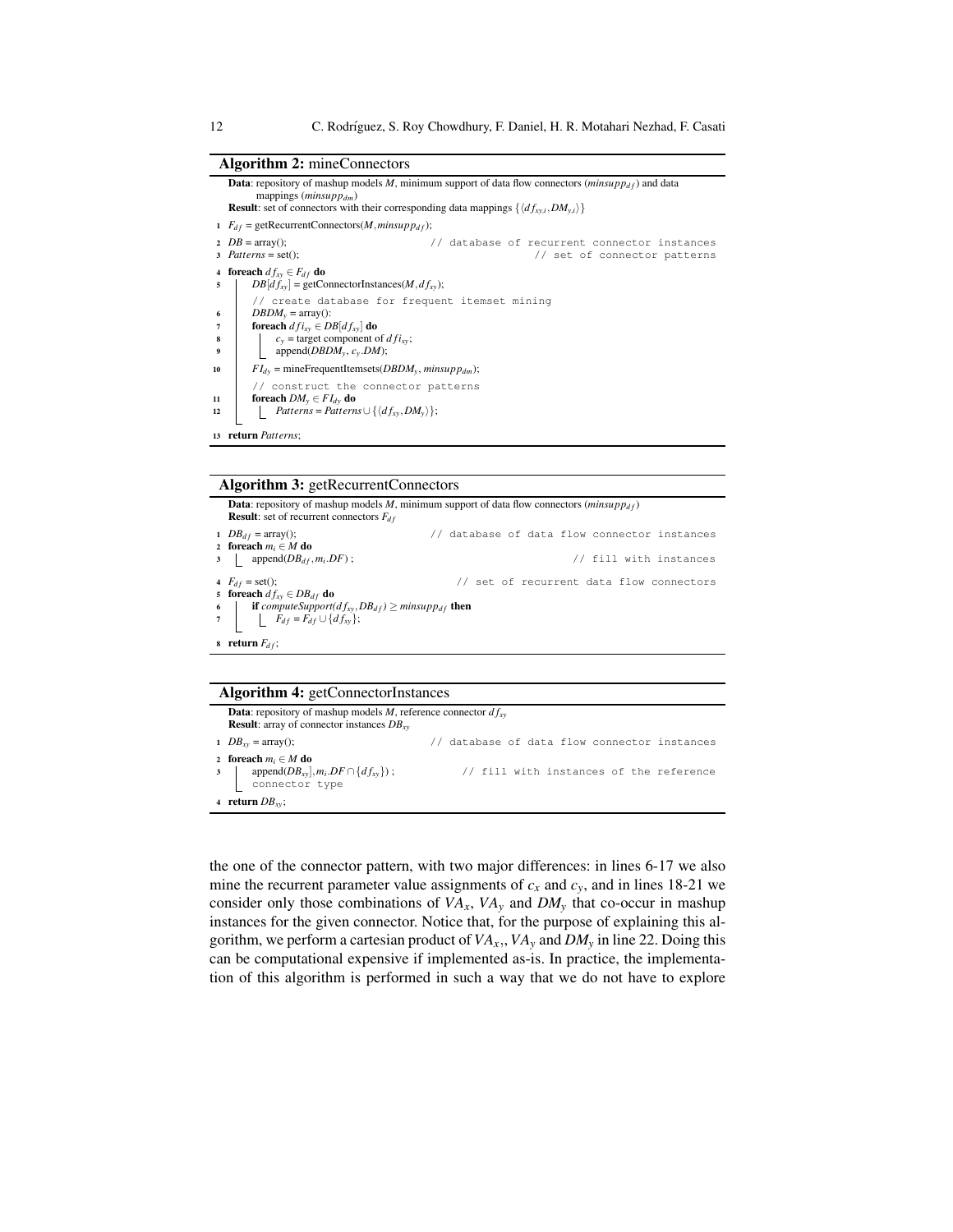**Algorithm 2:** mineConnectors

**Data**: repository of mashup models $M$, minimum support of data flow connectors ($minsupp_{df}$) and data mappings ($minsupp_{dm}$)
**Result**: set of connectors with their corresponding data mappings $\{\langle df_{xy,i}, DM_{y,i}\rangle\}$

```
1  F_df = getRecurrentConnectors(M, minsupp_df);
2  DB = array();                          // database of recurrent connector instances
3  Patterns = set();                                    // set of connector patterns
4  foreach df_xy ∈ F_df do
5      DB[df_xy] = getConnectorInstances(M, df_xy);
       // create database for frequent itemset mining
6      DBDM_y = array():
7      foreach dfi_xy ∈ DB[df_xy] do
8          c_y = target component of dfi_xy;
9          append(DBDM_y, c_y.DM);
10     FI_dy = mineFrequentItemsets(DBDM_y, minsupp_dm);
       // construct the connector patterns
11     foreach DM_y ∈ FI_dy do
12         Patterns = Patterns ∪ {⟨df_xy, DM_y⟩};
13 return Patterns;
```

**Algorithm 3:** getRecurrentConnectors

**Data**: repository of mashup models $M$, minimum support of data flow connectors ($minsupp_{df}$)
**Result**: set of recurrent connectors $F_{df}$

```
1  DB_df = array();                       // database of data flow connector instances
2  foreach m_i ∈ M do
3      append(DB_df, m_i.DF) ;                                   // fill with instances
4  F_df = set();                                 // set of recurrent data flow connectors
5  foreach df_xy ∈ DB_df do
6      if computeSupport(df_xy, DB_df) ≥ minsupp_df then
7          F_df = F_df ∪ {df_xy};
8  return F_df;
```

**Algorithm 4:** getConnectorInstances

**Data**: repository of mashup models $M$, reference connector $df_{xy}$
**Result**: array of connector instances $DB_{xy}$

```
1  DB_xy = array();                       // database of data flow connector instances
2  foreach m_i ∈ M do
3      append(DB_xy], m_i.DF ∩ {df_xy}) ;          // fill with instances of the reference
       connector type
4  return DB_xy;
```

the one of the connector pattern, with two major differences: in lines 6-17 we also mine the recurrent parameter value assignments of $c_x$ and $c_y$, and in lines 18-21 we consider only those combinations of $VA_x$, $VA_y$ and $DM_y$ that co-occur in mashup instances for the given connector. Notice that, for the purpose of explaining this algorithm, we perform a cartesian product of $VA_x$,, $VA_y$ and $DM_y$ in line 22. Doing this can be computational expensive if implemented as-is. In practice, the implementation of this algorithm is performed in such a way that we do not have to explore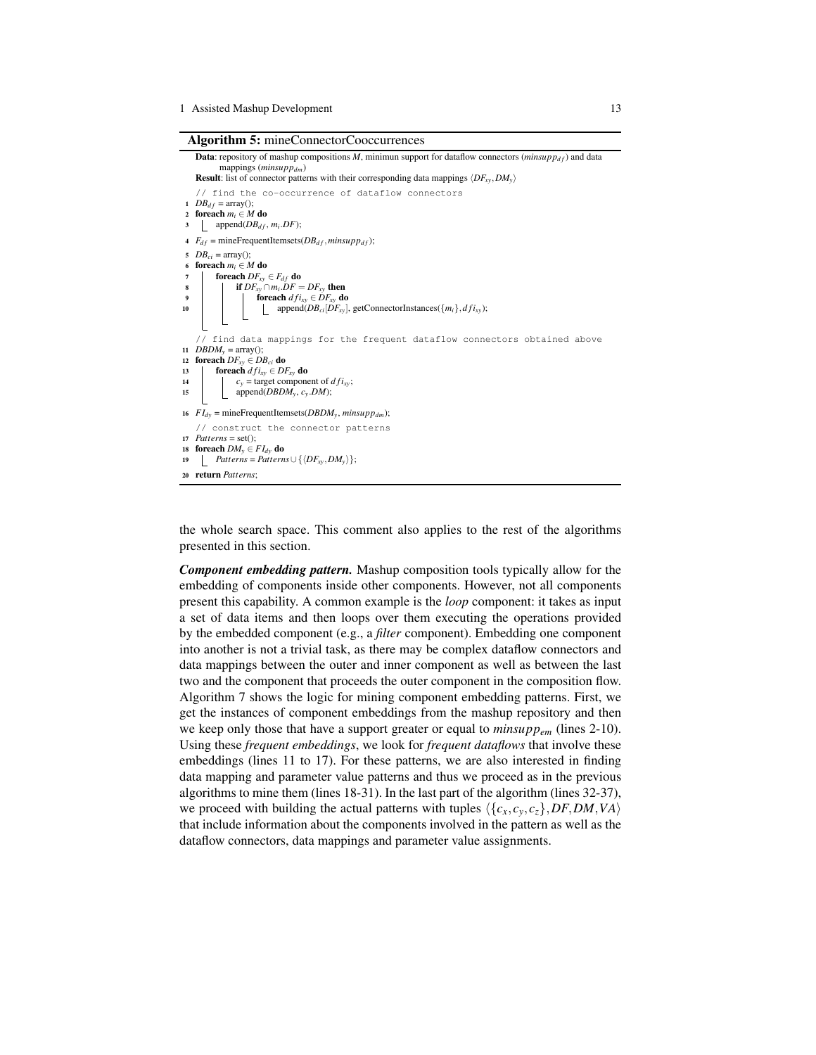**Algorithm 5:** mineConnectorCooccurrences

```
Data: repository of mashup compositions M, minimun support for dataflow connectors (minsupp_df) and data
      mappings (minsupp_dm)
Result: list of connector patterns with their corresponding data mappings ⟨DF_xy, DM_y⟩
   // find the co-occurrence of dataflow connectors
1  DB_df = array();
2  foreach m_i ∈ M do
3      append(DB_df, m_i.DF);
4  F_df = mineFrequentItemsets(DB_df, minsupp_df);
5  DB_ci = array();
6  foreach m_i ∈ M do
7      foreach DF_xy ∈ F_df do
8          if DF_xy ∩ m_i.DF = DF_xy then
9              foreach dfi_xy ∈ DF_xy do
10                 append(DB_ci[DF_xy], getConnectorInstances({m_i}, dfi_xy));
   // find data mappings for the frequent dataflow connectors obtained above
11 DBDM_y = array();
12 foreach DF_xy ∈ DB_ci do
13     foreach dfi_xy ∈ DF_xy do
14         c_y = target component of dfi_xy;
15         append(DBDM_y, c_y.DM);
16 FI_dy = mineFrequentItemsets(DBDM_y, minsupp_dm);
   // construct the connector patterns
17 Patterns = set();
18 foreach DM_y ∈ FI_dy do
19     Patterns = Patterns ∪ {⟨DF_xy, DM_y⟩};
20 return Patterns;
```

the whole search space. This comment also applies to the rest of the algorithms presented in this section.

***Component embedding pattern.*** Mashup composition tools typically allow for the embedding of components inside other components. However, not all components present this capability. A common example is the *loop* component: it takes as input a set of data items and then loops over them executing the operations provided by the embedded component (e.g., a *filter* component). Embedding one component into another is not a trivial task, as there may be complex dataflow connectors and data mappings between the outer and inner component as well as between the last two and the component that proceeds the outer component in the composition flow. Algorithm 7 shows the logic for mining component embedding patterns. First, we get the instances of component embeddings from the mashup repository and then we keep only those that have a support greater or equal to $minsupp_{em}$ (lines 2-10). Using these *frequent embeddings*, we look for *frequent dataflows* that involve these embeddings (lines 11 to 17). For these patterns, we are also interested in finding data mapping and parameter value patterns and thus we proceed as in the previous algorithms to mine them (lines 18-31). In the last part of the algorithm (lines 32-37), we proceed with building the actual patterns with tuples $\langle \{c_x, c_y, c_z\}, DF, DM, VA \rangle$ that include information about the components involved in the pattern as well as the dataflow connectors, data mappings and parameter value assignments.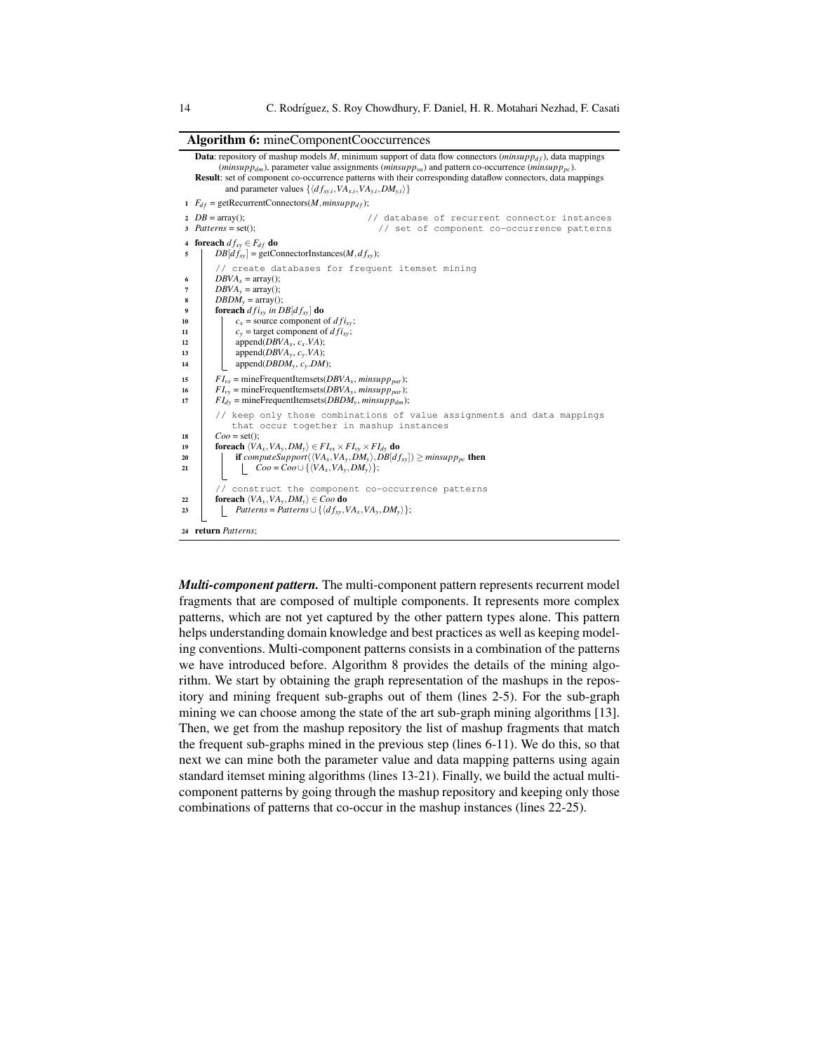**Algorithm 6:** mineComponentCooccurrences

```
Data: repository of mashup models M, minimum support of data flow connectors (minsupp_df), data mappings
      (minsupp_dm), parameter value assignments (minsupp_va) and pattern co-occurrence (minsupp_pc).
Result: set of component co-occurrence patterns with their corresponding dataflow connectors, data mappings
        and parameter values {⟨df_xy,i, VA_x,i, VA_y,i, DM_y,i⟩}

1  F_df = getRecurrentConnectors(M, minsupp_df);
2  DB = array();                          // database of recurrent connector instances
3  Patterns = set();                        // set of component co-occurrence patterns
4  foreach df_xy ∈ F_df do
5      DB[df_xy] = getConnectorInstances(M, df_xy);
       // create databases for frequent itemset mining
6      DBVA_x = array();
7      DBVA_y = array();
8      DBDM_y = array();
9      foreach dfi_xy in DB[df_xy] do
10         c_x = source component of dfi_xy;
11         c_y = target component of dfi_xy;
12         append(DBVA_x, c_x.VA);
13         append(DBVA_y, c_y.VA);
14         append(DBDM_y, c_y.DM);
15     FI_vx = mineFrequentItemsets(DBVA_x, minsupp_par);
16     FI_vy = mineFrequentItemsets(DBVA_y, minsupp_par);
17     FI_dy = mineFrequentItemsets(DBDM_y, minsupp_dm);
       // keep only those combinations of value assignments and data mappings
          that occur together in mashup instances
18     Coo = set();
19     foreach ⟨VA_x, VA_y, DM_y⟩ ∈ FI_vx × FI_vy × FI_dy do
20         if computeSupport(⟨VA_x, VA_y, DM_y⟩, DB[df_xy]) ≥ minsupp_pc then
21             Coo = Coo ∪ {⟨VA_x, VA_y, DM_y⟩};
       // construct the component co-occurrence patterns
22     foreach ⟨VA_x, VA_y, DM_y⟩ ∈ Coo do
23         Patterns = Patterns ∪ {⟨df_xy, VA_x, VA_y, DM_y⟩};
24 return Patterns;
```

***Multi-component pattern.*** The multi-component pattern represents recurrent model fragments that are composed of multiple components. It represents more complex patterns, which are not yet captured by the other pattern types alone. This pattern helps understanding domain knowledge and best practices as well as keeping modeling conventions. Multi-component patterns consists in a combination of the patterns we have introduced before. Algorithm 8 provides the details of the mining algorithm. We start by obtaining the graph representation of the mashups in the repository and mining frequent sub-graphs out of them (lines 2-5). For the sub-graph mining we can choose among the state of the art sub-graph mining algorithms [13]. Then, we get from the mashup repository the list of mashup fragments that match the frequent sub-graphs mined in the previous step (lines 6-11). We do this, so that next we can mine both the parameter value and data mapping patterns using again standard itemset mining algorithms (lines 13-21). Finally, we build the actual multi-component patterns by going through the mashup repository and keeping only those combinations of patterns that co-occur in the mashup instances (lines 22-25).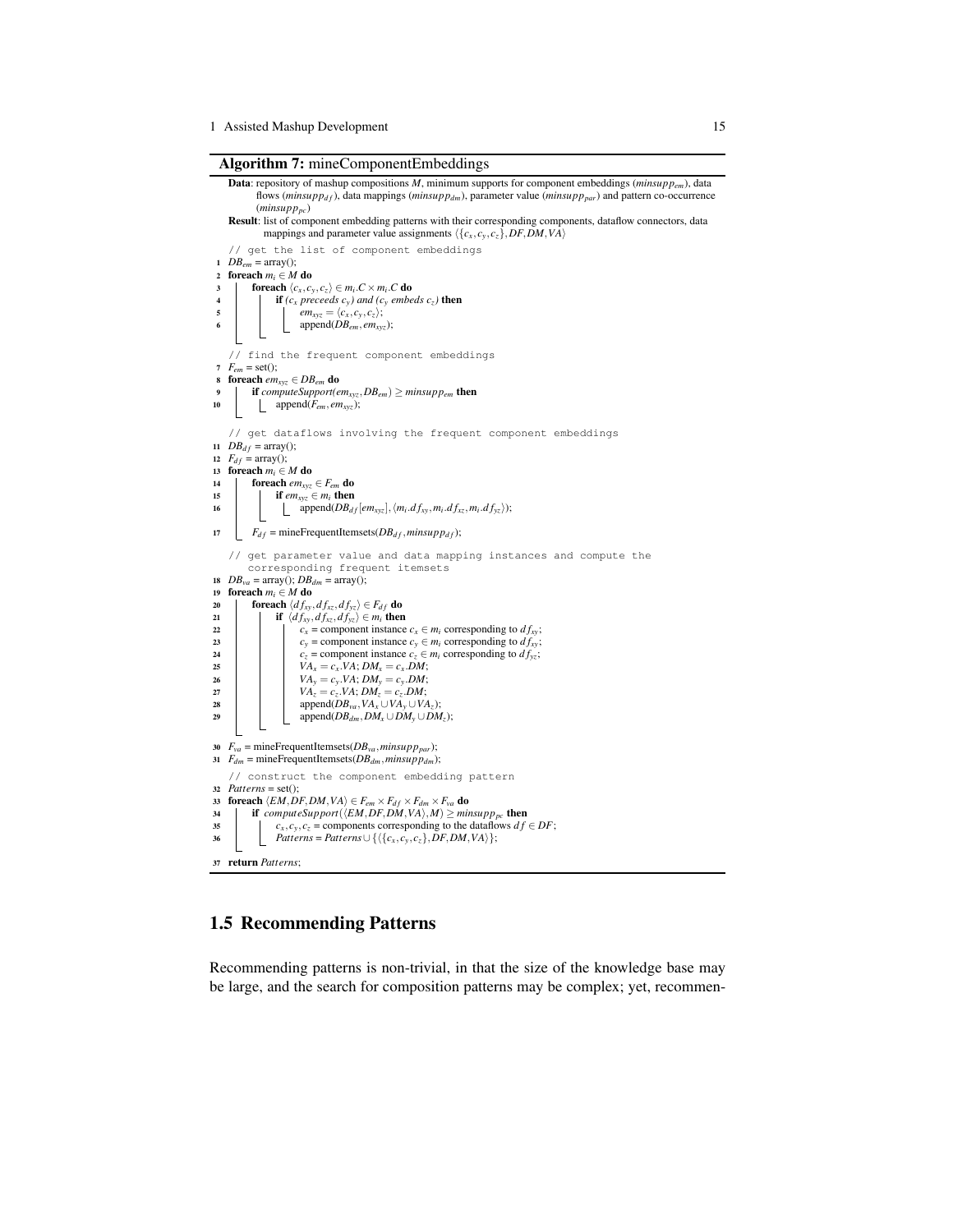**Algorithm 7:** mineComponentEmbeddings

**Data**: repository of mashup compositions $M$, minimum supports for component embeddings ($minsupp_{em}$), data flows ($minsupp_{df}$), data mappings ($minsupp_{dm}$), parameter value ($minsupp_{par}$) and pattern co-occurrence ($minsupp_{pc}$)

**Result**: list of component embedding patterns with their corresponding components, dataflow connectors, data mappings and parameter value assignments $\langle\{c_x, c_y, c_z\}, DF, DM, VA\rangle$

```
   // get the list of component embeddings
1  DB_em = array();
2  foreach m_i ∈ M do
3      foreach ⟨c_x, c_y, c_z⟩ ∈ m_i.C × m_i.C do
4          if (c_x preceeds c_y) and (c_y embeds c_z) then
5              em_xyz = ⟨c_x, c_y, c_z⟩;
6              append(DB_em, em_xyz);

   // find the frequent component embeddings
7  F_em = set();
8  foreach em_xyz ∈ DB_em do
9      if computeSupport(em_xyz, DB_em) ≥ minsupp_em then
10         append(F_em, em_xyz);

   // get dataflows involving the frequent component embeddings
11 DB_df = array();
12 F_df = array();
13 foreach m_i ∈ M do
14     foreach em_xyz ∈ F_em do
15         if em_xyz ∈ m_i then
16             append(DB_df[em_xyz], ⟨m_i.df_xy, m_i.df_xz, m_i.df_yz⟩);
17     F_df = mineFrequentItemsets(DB_df, minsupp_df);

   // get parameter value and data mapping instances and compute the
      corresponding frequent itemsets
18 DB_va = array(); DB_dm = array();
19 foreach m_i ∈ M do
20     foreach ⟨df_xy, df_xz, df_yz⟩ ∈ F_df do
21         if ⟨df_xy, df_xz, df_yz⟩ ∈ m_i then
22             c_x = component instance c_x ∈ m_i corresponding to df_xy;
23             c_y = component instance c_y ∈ m_i corresponding to df_xy;
24             c_z = component instance c_z ∈ m_i corresponding to df_yz;
25             VA_x = c_x.VA; DM_x = c_x.DM;
26             VA_y = c_y.VA; DM_y = c_y.DM;
27             VA_z = c_z.VA; DM_z = c_z.DM;
28             append(DB_va, VA_x ∪ VA_y ∪ VA_z);
29             append(DB_dm, DM_x ∪ DM_y ∪ DM_z);

30 F_va = mineFrequentItemsets(DB_va, minsupp_par);
31 F_dm = mineFrequentItemsets(DB_dm, minsupp_dm);
   // construct the component embedding pattern
32 Patterns = set();
33 foreach ⟨EM, DF, DM, VA⟩ ∈ F_em × F_df × F_dm × F_va do
34     if computeSupport(⟨EM, DF, DM, VA⟩, M) ≥ minsupp_pc then
35         c_x, c_y, c_z = components corresponding to the dataflows df ∈ DF;
36         Patterns = Patterns ∪ {⟨{c_x, c_y, c_z}, DF, DM, VA⟩};

37 return Patterns;
```

## 1.5 Recommending Patterns

Recommending patterns is non-trivial, in that the size of the knowledge base may be large, and the search for composition patterns may be complex; yet, recommen-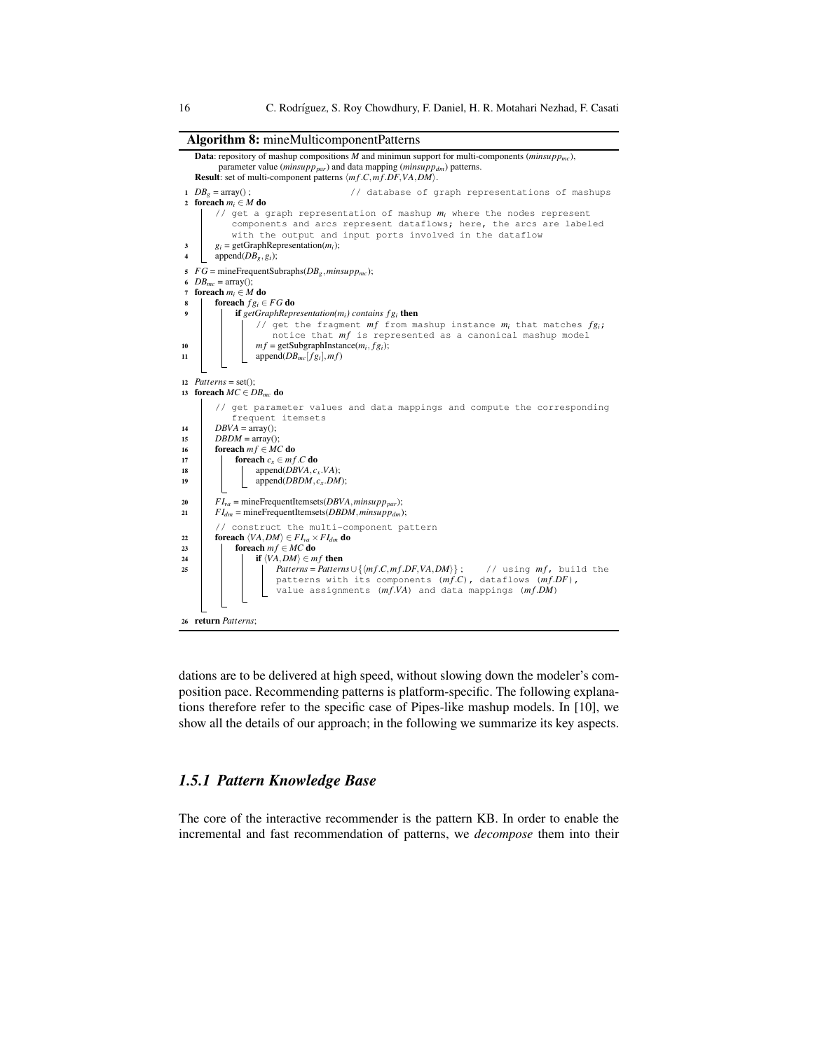**Algorithm 8:** mineMulticomponentPatterns

```
Data: repository of mashup compositions M and minimun support for multi-components (minsupp_mc),
      parameter value (minsupp_par) and data mapping (minsupp_dm) patterns.
Result: set of multi-component patterns ⟨mf.C, mf.DF, VA, DM⟩.
1  DB_g = array() ;                    // database of graph representations of mashups
2  foreach m_i ∈ M do
       // get a graph representation of mashup m_i where the nodes represent
          components and arcs represent dataflows; here, the arcs are labeled
          with the output and input ports involved in the dataflow
3      g_i = getGraphRepresentation(m_i);
4      append(DB_g, g_i);
5  FG = mineFrequentSubraphs(DB_g, minsupp_mc);
6  DB_mc = array();
7  foreach m_i ∈ M do
8      foreach fg_i ∈ FG do
9          if getGraphRepresentation(m_i) contains fg_i then
               // get the fragment mf from mashup instance m_i that matches fg_i;
                  notice that mf is represented as a canonical mashup model
10             mf = getSubgraphInstance(m_i, fg_i);
11             append(DB_mc[fg_i], mf)
12 Patterns = set();
13 foreach MC ∈ DB_mc do
       // get parameter values and data mappings and compute the corresponding
          frequent itemsets
14     DBVA = array();
15     DBDM = array();
16     foreach mf ∈ MC do
17         foreach c_x ∈ mf.C do
18             append(DBVA, c_x.VA);
19             append(DBDM, c_x.DM);
20     FI_va = mineFrequentItemsets(DBVA, minsupp_par);
21     FI_dm = mineFrequentItemsets(DBDM, minsupp_dm);
       // construct the multi-component pattern
22     foreach ⟨VA, DM⟩ ∈ FI_va × FI_dm do
23         foreach mf ∈ MC do
24             if ⟨VA, DM⟩ ∈ mf then
25                 Patterns = Patterns ∪ {⟨mf.C, mf.DF, VA, DM⟩} ;    // using mf, build the
                   patterns with its components (mf.C), dataflows (mf.DF),
                   value assignments (mf.VA) and data mappings (mf.DM)
26 return Patterns;
```

dations are to be delivered at high speed, without slowing down the modeler's composition pace. Recommending patterns is platform-specific. The following explanations therefore refer to the specific case of Pipes-like mashup models. In [10], we show all the details of our approach; in the following we summarize its key aspects.

### *1.5.1 Pattern Knowledge Base*

The core of the interactive recommender is the pattern KB. In order to enable the incremental and fast recommendation of patterns, we *decompose* them into their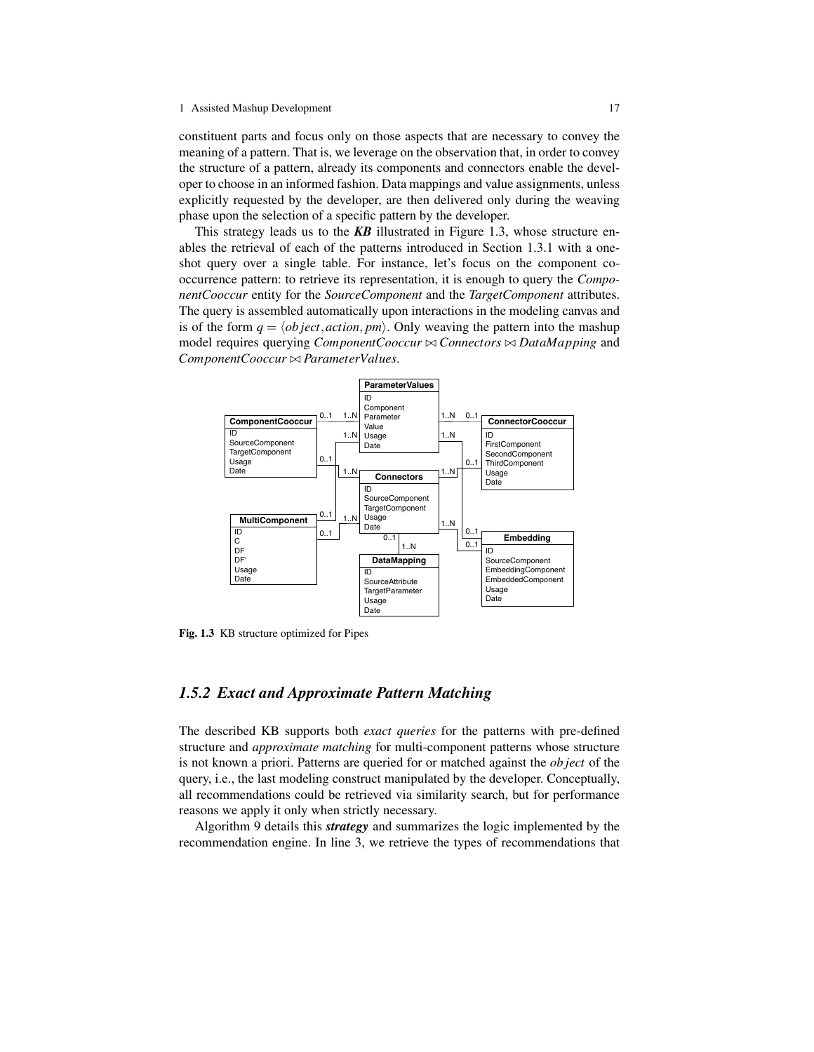constituent parts and focus only on those aspects that are necessary to convey the meaning of a pattern. That is, we leverage on the observation that, in order to convey the structure of a pattern, already its components and connectors enable the developer to choose in an informed fashion. Data mappings and value assignments, unless explicitly requested by the developer, are then delivered only during the weaving phase upon the selection of a specific pattern by the developer.

This strategy leads us to the ***KB*** illustrated in Figure 1.3, whose structure enables the retrieval of each of the patterns introduced in Section 1.3.1 with a one-shot query over a single table. For instance, let's focus on the component co-occurrence pattern: to retrieve its representation, it is enough to query the *ComponentCooccur* entity for the *SourceComponent* and the *TargetComponent* attributes. The query is assembled automatically upon interactions in the modeling canvas and is of the form $q = \langle object, action, pm \rangle$. Only weaving the pattern into the mashup model requires querying $ComponentCooccur \bowtie Connectors \bowtie DataMapping$ and $ComponentCooccur \bowtie ParameterValues$.

**Fig. 1.3** KB structure optimized for Pipes

## 1.5.2 Exact and Approximate Pattern Matching

The described KB supports both *exact queries* for the patterns with pre-defined structure and *approximate matching* for multi-component patterns whose structure is not known a priori. Patterns are queried for or matched against the $object$ of the query, i.e., the last modeling construct manipulated by the developer. Conceptually, all recommendations could be retrieved via similarity search, but for performance reasons we apply it only when strictly necessary.

Algorithm 9 details this ***strategy*** and summarizes the logic implemented by the recommendation engine. In line 3, we retrieve the types of recommendations that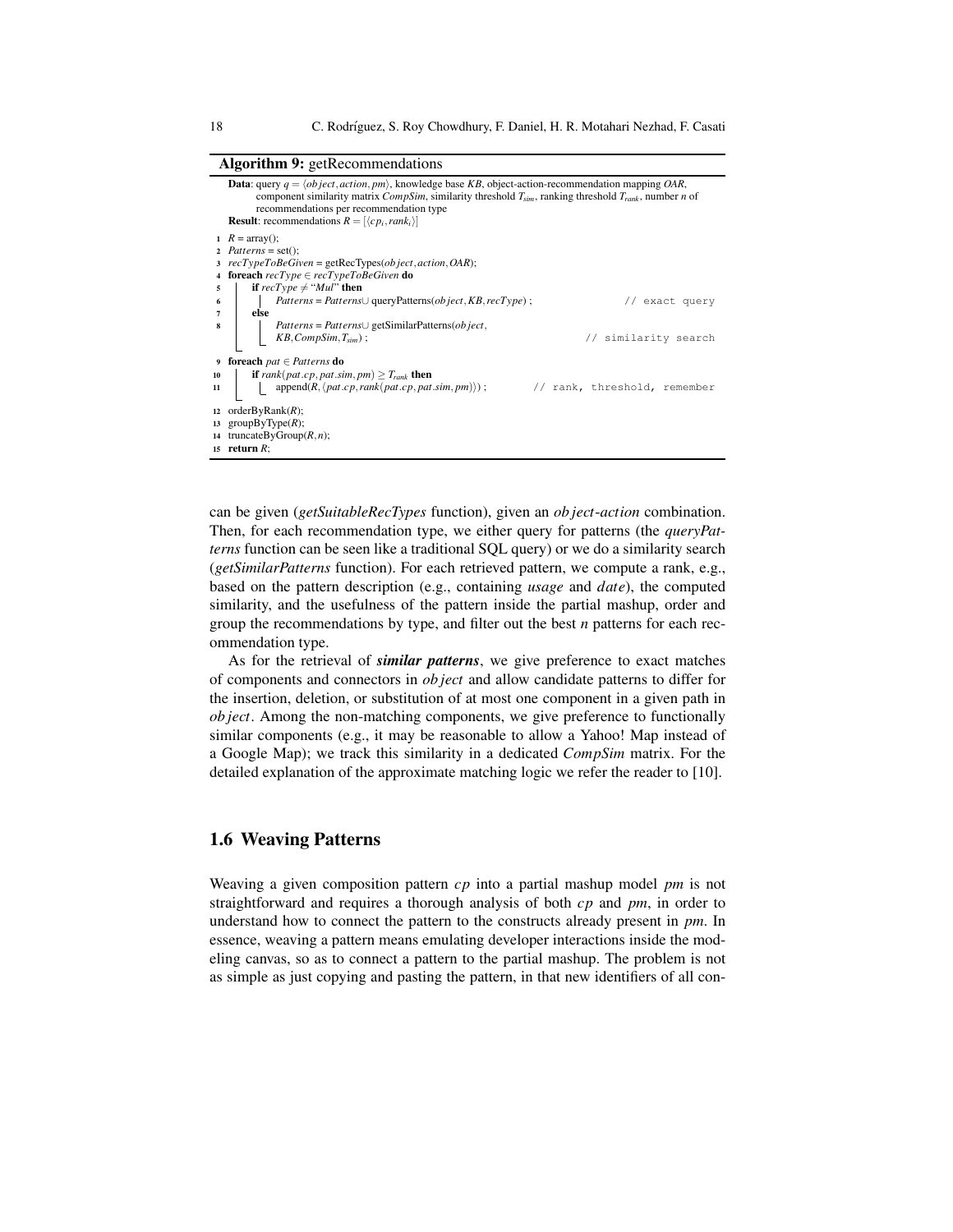**Algorithm 9:** getRecommendations

**Data**: query $q = \langle object, action, pm \rangle$, knowledge base $KB$, object-action-recommendation mapping $OAR$, component similarity matrix $CompSim$, similarity threshold $T_{sim}$, ranking threshold $T_{rank}$, number $n$ of recommendations per recommendation type
**Result**: recommendations $R = [\langle cp_i, rank_i \rangle]$

```
1  R = array();
2  Patterns = set();
3  recTypeToBeGiven = getRecTypes(object, action, OAR);
4  foreach recType ∈ recTypeToBeGiven do
5      if recType ≠ "Mul" then
6          Patterns = Patterns ∪ queryPatterns(object, KB, recType) ;          // exact query
7      else
8          Patterns = Patterns ∪ getSimilarPatterns(object,
               KB, CompSim, T_sim) ;                                          // similarity search
9  foreach pat ∈ Patterns do
10     if rank(pat.cp, pat.sim, pm) ≥ T_rank then
11         append(R, ⟨pat.cp, rank(pat.cp, pat.sim, pm)⟩) ;     // rank, threshold, remember
12 orderByRank(R);
13 groupByType(R);
14 truncateByGroup(R, n);
15 return R;
```

can be given (*getSuitableRecTypes* function), given an *object-action* combination. Then, for each recommendation type, we either query for patterns (the *queryPatterns* function can be seen like a traditional SQL query) or we do a similarity search (*getSimilarPatterns* function). For each retrieved pattern, we compute a rank, e.g., based on the pattern description (e.g., containing *usage* and *date*), the computed similarity, and the usefulness of the pattern inside the partial mashup, order and group the recommendations by type, and filter out the best *n* patterns for each recommendation type.

As for the retrieval of ***similar patterns***, we give preference to exact matches of components and connectors in *object* and allow candidate patterns to differ for the insertion, deletion, or substitution of at most one component in a given path in *object*. Among the non-matching components, we give preference to functionally similar components (e.g., it may be reasonable to allow a Yahoo! Map instead of a Google Map); we track this similarity in a dedicated *CompSim* matrix. For the detailed explanation of the approximate matching logic we refer the reader to [10].

## 1.6 Weaving Patterns

Weaving a given composition pattern *cp* into a partial mashup model *pm* is not straightforward and requires a thorough analysis of both *cp* and *pm*, in order to understand how to connect the pattern to the constructs already present in *pm*. In essence, weaving a pattern means emulating developer interactions inside the modeling canvas, so as to connect a pattern to the partial mashup. The problem is not as simple as just copying and pasting the pattern, in that new identifiers of all con-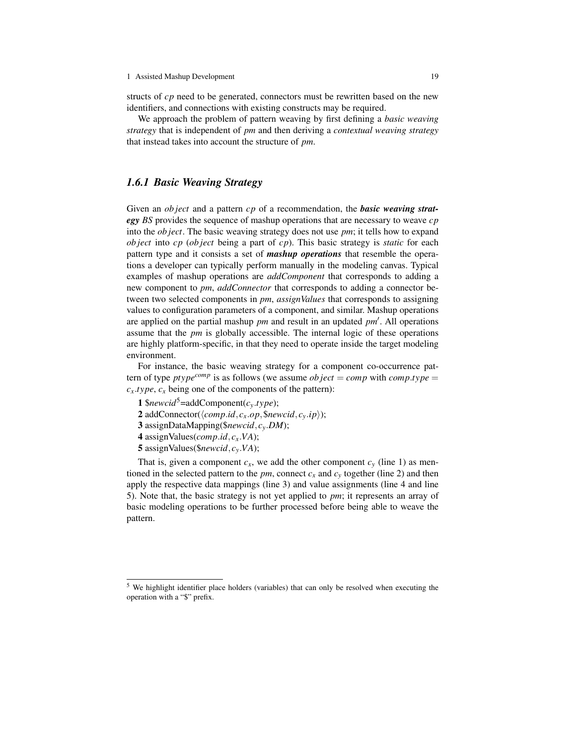structs of $cp$ need to be generated, connectors must be rewritten based on the new identifiers, and connections with existing constructs may be required.

We approach the problem of pattern weaving by first defining a *basic weaving strategy* that is independent of *pm* and then deriving a *contextual weaving strategy* that instead takes into account the structure of *pm*.

### 1.6.1 Basic Weaving Strategy

Given an $object$ and a pattern $cp$ of a recommendation, the ***basic weaving strategy*** *BS* provides the sequence of mashup operations that are necessary to weave $cp$ into the $object$. The basic weaving strategy does not use *pm*; it tells how to expand $object$ into $cp$ ($object$ being a part of $cp$). This basic strategy is *static* for each pattern type and it consists a set of ***mashup operations*** that resemble the operations a developer can typically perform manually in the modeling canvas. Typical examples of mashup operations are *addComponent* that corresponds to adding a new component to *pm*, *addConnector* that corresponds to adding a connector between two selected components in *pm*, *assignValues* that corresponds to assigning values to configuration parameters of a component, and similar. Mashup operations are applied on the partial mashup *pm* and result in an updated $pm'$. All operations assume that the *pm* is globally accessible. The internal logic of these operations are highly platform-specific, in that they need to operate inside the target modeling environment.

For instance, the basic weaving strategy for a component co-occurrence pattern of type $ptype^{comp}$ is as follows (we assume $object = comp$ with $comp.type = c_x.type$, $c_x$ being one of the components of the pattern):

**1** \$*newcid*[5]=addComponent($c_y.type$);
**2** addConnector($\langle comp.id, c_x.op, \$newcid, c_y.ip \rangle$);
**3** assignDataMapping($\$newcid, c_y.DM$);
**4** assignValues($comp.id, c_x.VA$);
**5** assignValues($\$newcid, c_y.VA$);

That is, given a component $c_x$, we add the other component $c_y$ (line 1) as mentioned in the selected pattern to the *pm*, connect $c_x$ and $c_y$ together (line 2) and then apply the respective data mappings (line 3) and value assignments (line 4 and line 5). Note that, the basic strategy is not yet applied to *pm*; it represents an array of basic modeling operations to be further processed before being able to weave the pattern.

---

[5] We highlight identifier place holders (variables) that can only be resolved when executing the operation with a "\$" prefix.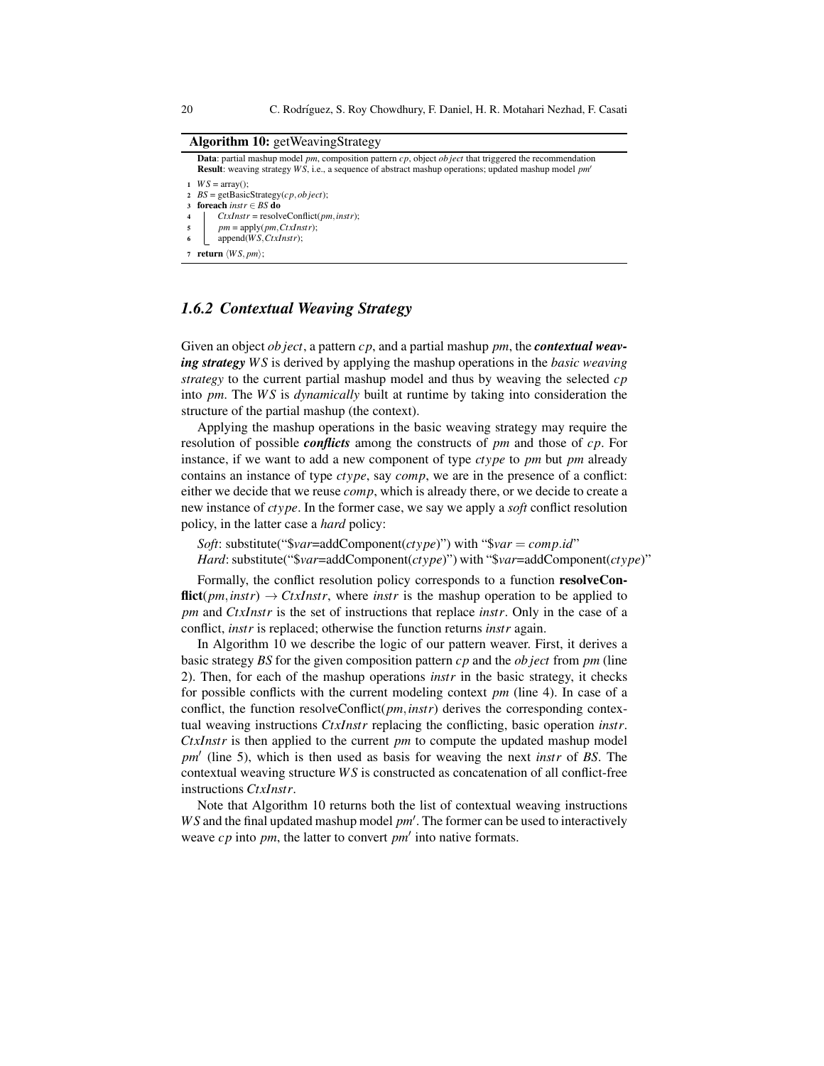**Algorithm 10:** getWeavingStrategy

**Data**: partial mashup model *pm*, composition pattern $cp$, object $object$ that triggered the recommendation
**Result**: weaving strategy $WS$, i.e., a sequence of abstract mashup operations; updated mashup model $pm'$

```
1  WS = array();
2  BS = getBasicStrategy(cp, object);
3  foreach instr ∈ BS do
4      CtxInstr = resolveConflict(pm, instr);
5      pm = apply(pm, CtxInstr);
6      append(WS, CtxInstr);
7  return ⟨WS, pm⟩;
```

### 1.6.2 Contextual Weaving Strategy

Given an object $object$, a pattern $cp$, and a partial mashup *pm*, the ***contextual weaving strategy*** $WS$ is derived by applying the mashup operations in the *basic weaving strategy* to the current partial mashup model and thus by weaving the selected $cp$ into *pm*. The $WS$ is *dynamically* built at runtime by taking into consideration the structure of the partial mashup (the context).

Applying the mashup operations in the basic weaving strategy may require the resolution of possible ***conflicts*** among the constructs of *pm* and those of $cp$. For instance, if we want to add a new component of type $ctype$ to *pm* but *pm* already contains an instance of type $ctype$, say $comp$, we are in the presence of a conflict: either we decide that we reuse $comp$, which is already there, or we decide to create a new instance of $ctype$. In the former case, we say we apply a *soft* conflict resolution policy, in the latter case a *hard* policy:

*Soft*: substitute("\$*var*=addComponent($ctype$)") with "\$$var = comp.id$"
*Hard*: substitute("\$*var*=addComponent($ctype$)") with "\$*var*=addComponent($ctype$)"

Formally, the conflict resolution policy corresponds to a function **resolveConflict**$(pm, instr) \rightarrow CtxInstr$, where $instr$ is the mashup operation to be applied to *pm* and *CtxInstr* is the set of instructions that replace $instr$. Only in the case of a conflict, $instr$ is replaced; otherwise the function returns $instr$ again.

In Algorithm 10 we describe the logic of our pattern weaver. First, it derives a basic strategy *BS* for the given composition pattern $cp$ and the $object$ from *pm* (line 2). Then, for each of the mashup operations $instr$ in the basic strategy, it checks for possible conflicts with the current modeling context *pm* (line 4). In case of a conflict, the function resolveConflict($pm, instr$) derives the corresponding contextual weaving instructions *CtxInstr* replacing the conflicting, basic operation $instr$. *CtxInstr* is then applied to the current *pm* to compute the updated mashup model $pm'$ (line 5), which is then used as basis for weaving the next $instr$ of *BS*. The contextual weaving structure $WS$ is constructed as concatenation of all conflict-free instructions *CtxInstr*.

Note that Algorithm 10 returns both the list of contextual weaving instructions $WS$ and the final updated mashup model $pm'$. The former can be used to interactively weave $cp$ into *pm*, the latter to convert $pm'$ into native formats.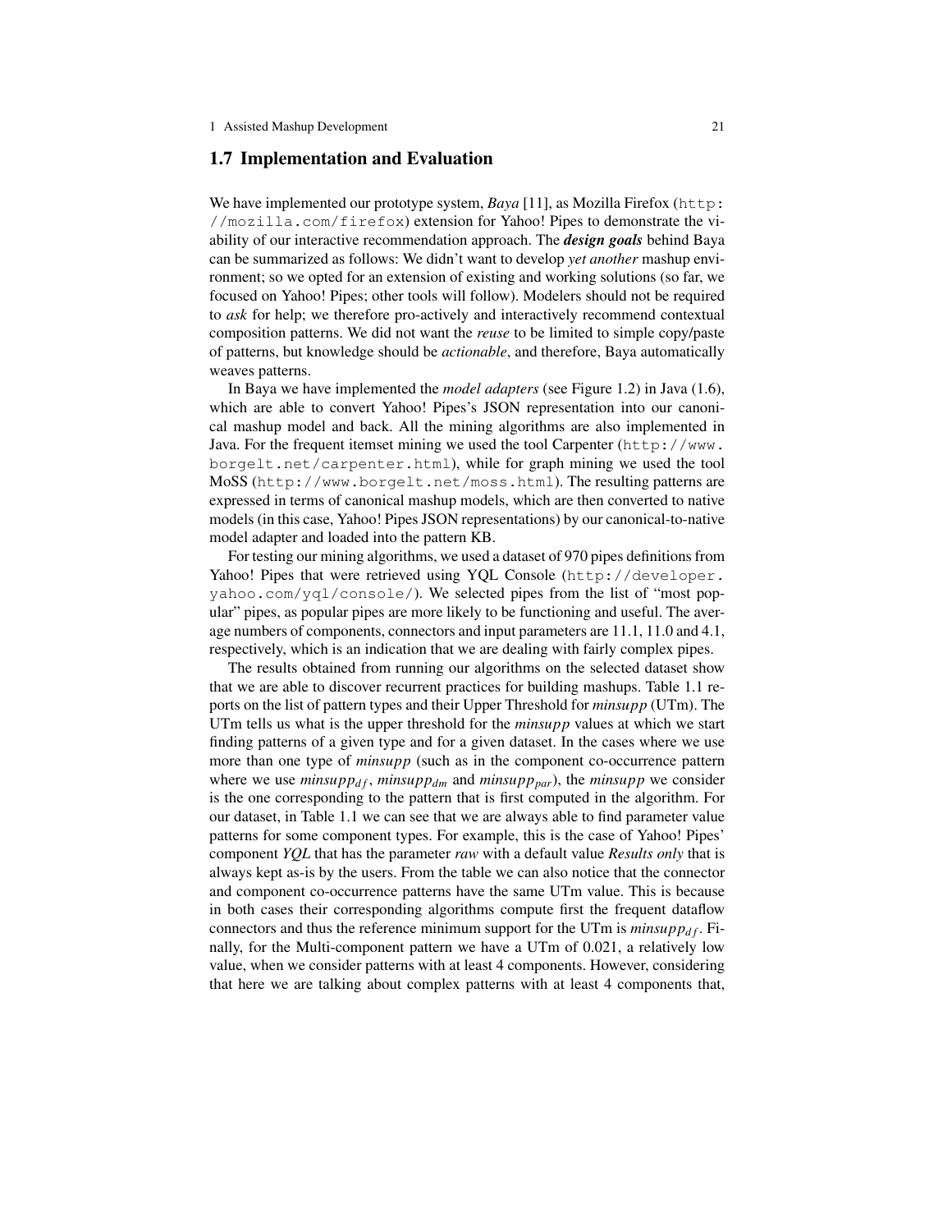## 1.7 Implementation and Evaluation

We have implemented our prototype system, *Baya* [11], as Mozilla Firefox (`http://mozilla.com/firefox`) extension for Yahoo! Pipes to demonstrate the viability of our interactive recommendation approach. The ***design goals*** behind Baya can be summarized as follows: We didn't want to develop *yet another* mashup environment; so we opted for an extension of existing and working solutions (so far, we focused on Yahoo! Pipes; other tools will follow). Modelers should not be required to *ask* for help; we therefore pro-actively and interactively recommend contextual composition patterns. We did not want the *reuse* to be limited to simple copy/paste of patterns, but knowledge should be *actionable*, and therefore, Baya automatically weaves patterns.

In Baya we have implemented the *model adapters* (see Figure 1.2) in Java (1.6), which are able to convert Yahoo! Pipes's JSON representation into our canonical mashup model and back. All the mining algorithms are also implemented in Java. For the frequent itemset mining we used the tool Carpenter (`http://www.borgelt.net/carpenter.html`), while for graph mining we used the tool MoSS (`http://www.borgelt.net/moss.html`). The resulting patterns are expressed in terms of canonical mashup models, which are then converted to native models (in this case, Yahoo! Pipes JSON representations) by our canonical-to-native model adapter and loaded into the pattern KB.

For testing our mining algorithms, we used a dataset of 970 pipes definitions from Yahoo! Pipes that were retrieved using YQL Console (`http://developer.yahoo.com/yql/console/`). We selected pipes from the list of "most popular" pipes, as popular pipes are more likely to be functioning and useful. The average numbers of components, connectors and input parameters are 11.1, 11.0 and 4.1, respectively, which is an indication that we are dealing with fairly complex pipes.

The results obtained from running our algorithms on the selected dataset show that we are able to discover recurrent practices for building mashups. Table 1.1 reports on the list of pattern types and their Upper Threshold for *minsupp* (UTm). The UTm tells us what is the upper threshold for the *minsupp* values at which we start finding patterns of a given type and for a given dataset. In the cases where we use more than one type of *minsupp* (such as in the component co-occurrence pattern where we use $minsupp_{df}$, $minsupp_{dm}$ and $minsupp_{par}$), the *minsupp* we consider is the one corresponding to the pattern that is first computed in the algorithm. For our dataset, in Table 1.1 we can see that we are always able to find parameter value patterns for some component types. For example, this is the case of Yahoo! Pipes' component *YQL* that has the parameter *raw* with a default value *Results only* that is always kept as-is by the users. From the table we can also notice that the connector and component co-occurrence patterns have the same UTm value. This is because in both cases their corresponding algorithms compute first the frequent dataflow connectors and thus the reference minimum support for the UTm is $minsupp_{df}$. Finally, for the Multi-component pattern we have a UTm of 0.021, a relatively low value, when we consider patterns with at least 4 components. However, considering that here we are talking about complex patterns with at least 4 components that,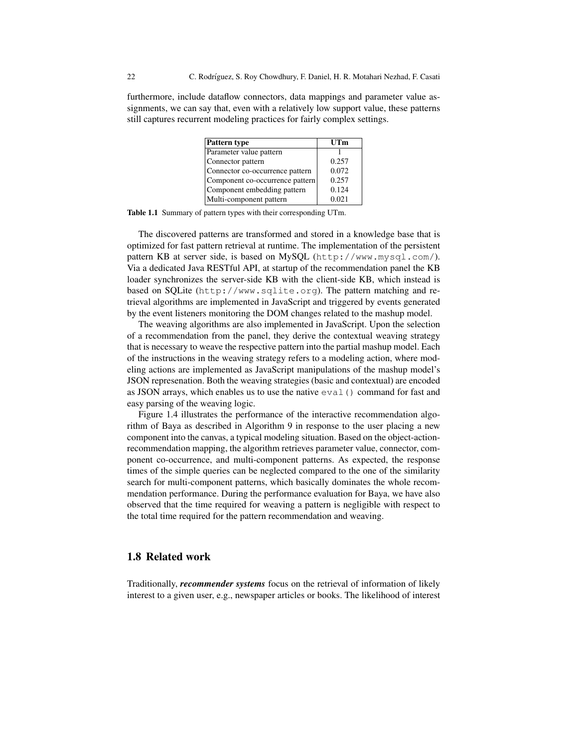furthermore, include dataflow connectors, data mappings and parameter value assignments, we can say that, even with a relatively low support value, these patterns still captures recurrent modeling practices for fairly complex settings.

| Pattern type | UTm |
|---|---|
| Parameter value pattern | 1 |
| Connector pattern | 0.257 |
| Connector co-occurrence pattern | 0.072 |
| Component co-occurrence pattern | 0.257 |
| Component embedding pattern | 0.124 |
| Multi-component pattern | 0.021 |

**Table 1.1** Summary of pattern types with their corresponding UTm.

The discovered patterns are transformed and stored in a knowledge base that is optimized for fast pattern retrieval at runtime. The implementation of the persistent pattern KB at server side, is based on MySQL (`http://www.mysql.com/`). Via a dedicated Java RESTful API, at startup of the recommendation panel the KB loader synchronizes the server-side KB with the client-side KB, which instead is based on SQLite (`http://www.sqlite.org`). The pattern matching and retrieval algorithms are implemented in JavaScript and triggered by events generated by the event listeners monitoring the DOM changes related to the mashup model.

The weaving algorithms are also implemented in JavaScript. Upon the selection of a recommendation from the panel, they derive the contextual weaving strategy that is necessary to weave the respective pattern into the partial mashup model. Each of the instructions in the weaving strategy refers to a modeling action, where modeling actions are implemented as JavaScript manipulations of the mashup model's JSON represenation. Both the weaving strategies (basic and contextual) are encoded as JSON arrays, which enables us to use the native `eval()` command for fast and easy parsing of the weaving logic.

Figure 1.4 illustrates the performance of the interactive recommendation algorithm of Baya as described in Algorithm 9 in response to the user placing a new component into the canvas, a typical modeling situation. Based on the object-action-recommendation mapping, the algorithm retrieves parameter value, connector, component co-occurrence, and multi-component patterns. As expected, the response times of the simple queries can be neglected compared to the one of the similarity search for multi-component patterns, which basically dominates the whole recommendation performance. During the performance evaluation for Baya, we have also observed that the time required for weaving a pattern is negligible with respect to the total time required for the pattern recommendation and weaving.

## 1.8 Related work

Traditionally, ***recommender systems*** focus on the retrieval of information of likely interest to a given user, e.g., newspaper articles or books. The likelihood of interest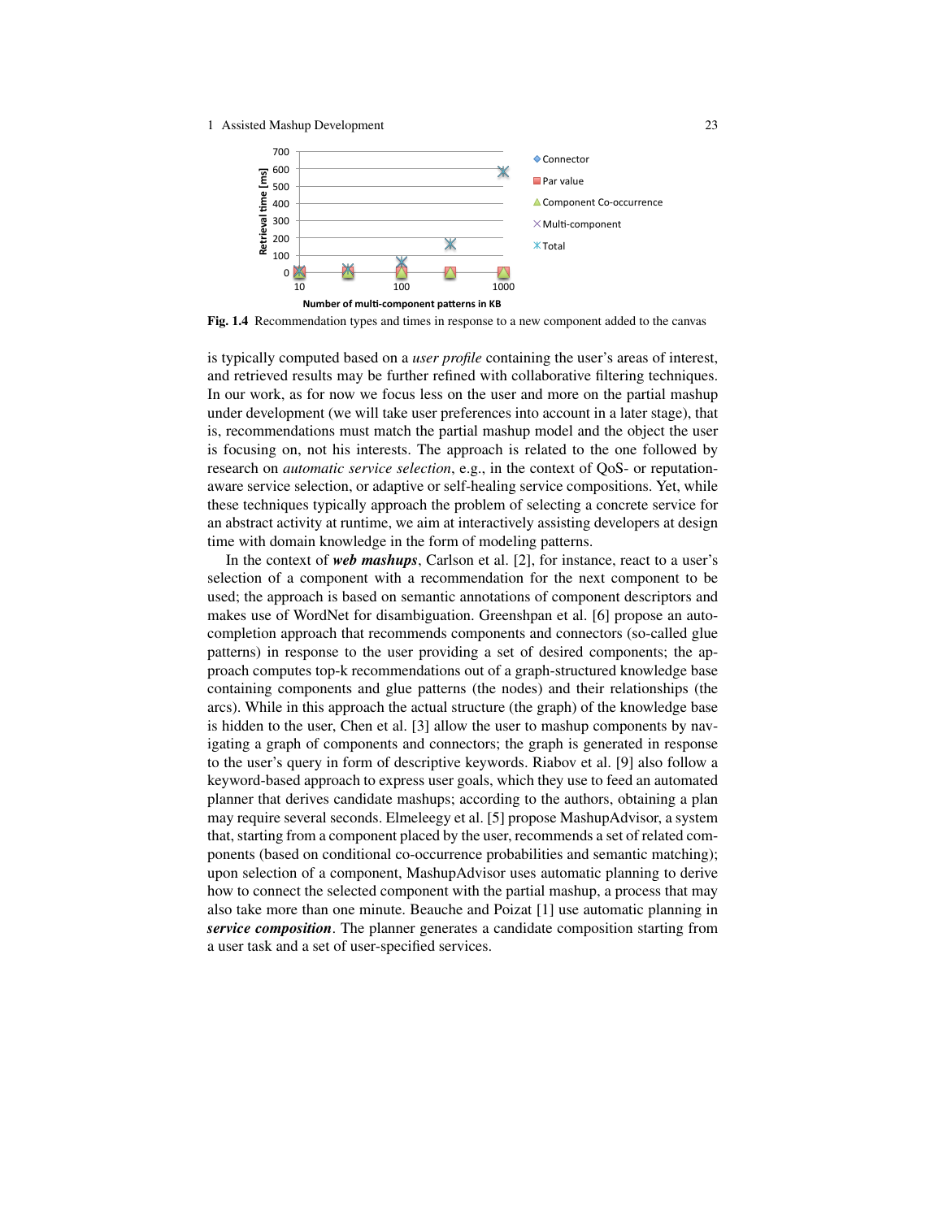700
600
500
400
300
200
100
0

Retrieval time [ms]

10
100
1000

Number of multi-component patterns in KB

Connector
Par value
Component Co-occurrence
Multi-component
Total

**Fig. 1.4** Recommendation types and times in response to a new component added to the canvas

is typically computed based on a *user profile* containing the user's areas of interest, and retrieved results may be further refined with collaborative filtering techniques. In our work, as for now we focus less on the user and more on the partial mashup under development (we will take user preferences into account in a later stage), that is, recommendations must match the partial mashup model and the object the user is focusing on, not his interests. The approach is related to the one followed by research on *automatic service selection*, e.g., in the context of QoS- or reputation-aware service selection, or adaptive or self-healing service compositions. Yet, while these techniques typically approach the problem of selecting a concrete service for an abstract activity at runtime, we aim at interactively assisting developers at design time with domain knowledge in the form of modeling patterns.

In the context of ***web mashups***, Carlson et al. [2], for instance, react to a user's selection of a component with a recommendation for the next component to be used; the approach is based on semantic annotations of component descriptors and makes use of WordNet for disambiguation. Greenshpan et al. [6] propose an auto-completion approach that recommends components and connectors (so-called glue patterns) in response to the user providing a set of desired components; the approach computes top-k recommendations out of a graph-structured knowledge base containing components and glue patterns (the nodes) and their relationships (the arcs). While in this approach the actual structure (the graph) of the knowledge base is hidden to the user, Chen et al. [3] allow the user to mashup components by navigating a graph of components and connectors; the graph is generated in response to the user's query in form of descriptive keywords. Riabov et al. [9] also follow a keyword-based approach to express user goals, which they use to feed an automated planner that derives candidate mashups; according to the authors, obtaining a plan may require several seconds. Elmeleegy et al. [5] propose MashupAdvisor, a system that, starting from a component placed by the user, recommends a set of related components (based on conditional co-occurrence probabilities and semantic matching); upon selection of a component, MashupAdvisor uses automatic planning to derive how to connect the selected component with the partial mashup, a process that may also take more than one minute. Beauche and Poizat [1] use automatic planning in ***service composition***. The planner generates a candidate composition starting from a user task and a set of user-specified services.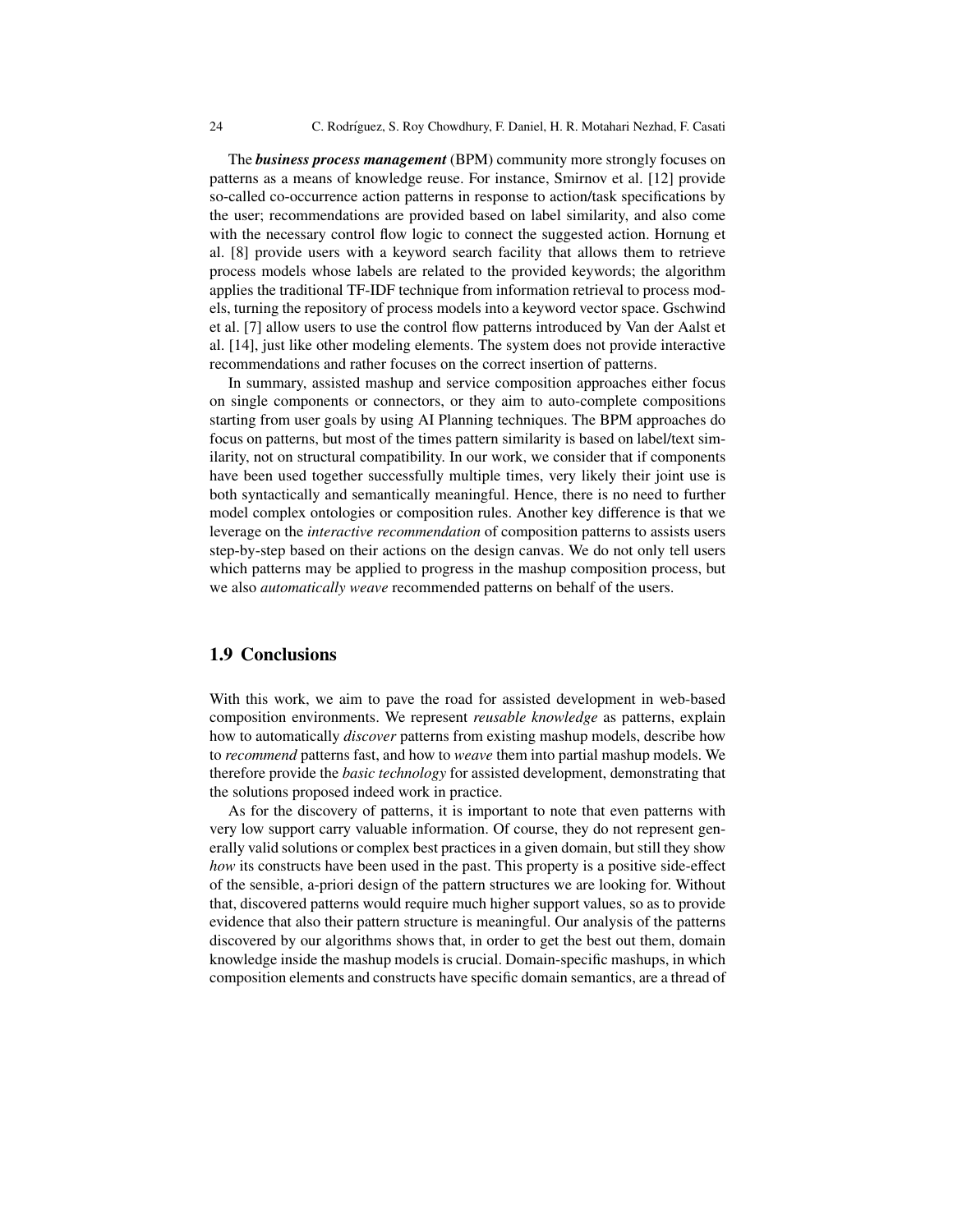The ***business process management*** (BPM) community more strongly focuses on patterns as a means of knowledge reuse. For instance, Smirnov et al. [12] provide so-called co-occurrence action patterns in response to action/task specifications by the user; recommendations are provided based on label similarity, and also come with the necessary control flow logic to connect the suggested action. Hornung et al. [8] provide users with a keyword search facility that allows them to retrieve process models whose labels are related to the provided keywords; the algorithm applies the traditional TF-IDF technique from information retrieval to process models, turning the repository of process models into a keyword vector space. Gschwind et al. [7] allow users to use the control flow patterns introduced by Van der Aalst et al. [14], just like other modeling elements. The system does not provide interactive recommendations and rather focuses on the correct insertion of patterns.

In summary, assisted mashup and service composition approaches either focus on single components or connectors, or they aim to auto-complete compositions starting from user goals by using AI Planning techniques. The BPM approaches do focus on patterns, but most of the times pattern similarity is based on label/text similarity, not on structural compatibility. In our work, we consider that if components have been used together successfully multiple times, very likely their joint use is both syntactically and semantically meaningful. Hence, there is no need to further model complex ontologies or composition rules. Another key difference is that we leverage on the *interactive recommendation* of composition patterns to assists users step-by-step based on their actions on the design canvas. We do not only tell users which patterns may be applied to progress in the mashup composition process, but we also *automatically weave* recommended patterns on behalf of the users.

## 1.9 Conclusions

With this work, we aim to pave the road for assisted development in web-based composition environments. We represent *reusable knowledge* as patterns, explain how to automatically *discover* patterns from existing mashup models, describe how to *recommend* patterns fast, and how to *weave* them into partial mashup models. We therefore provide the *basic technology* for assisted development, demonstrating that the solutions proposed indeed work in practice.

As for the discovery of patterns, it is important to note that even patterns with very low support carry valuable information. Of course, they do not represent generally valid solutions or complex best practices in a given domain, but still they show *how* its constructs have been used in the past. This property is a positive side-effect of the sensible, a-priori design of the pattern structures we are looking for. Without that, discovered patterns would require much higher support values, so as to provide evidence that also their pattern structure is meaningful. Our analysis of the patterns discovered by our algorithms shows that, in order to get the best out them, domain knowledge inside the mashup models is crucial. Domain-specific mashups, in which composition elements and constructs have specific domain semantics, are a thread of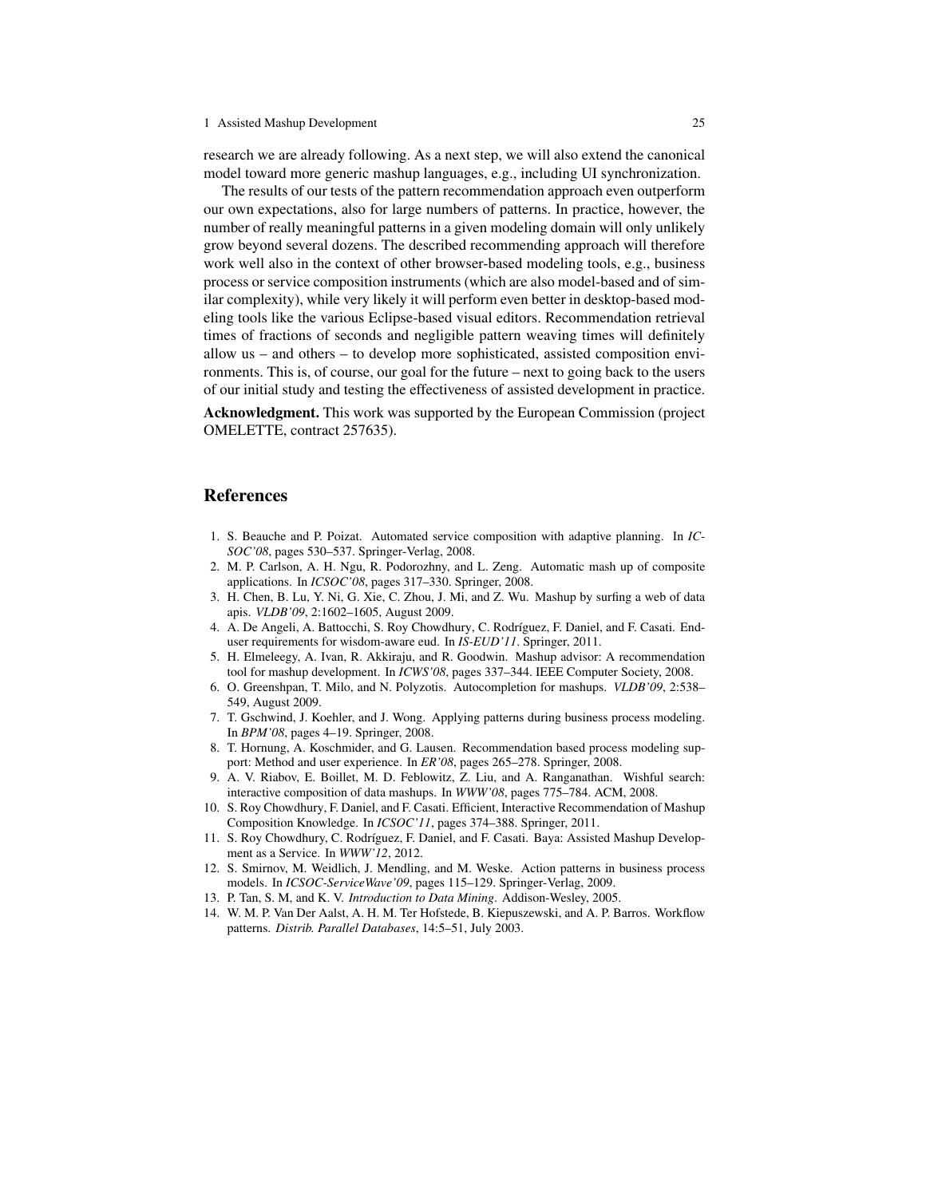research we are already following. As a next step, we will also extend the canonical model toward more generic mashup languages, e.g., including UI synchronization.

The results of our tests of the pattern recommendation approach even outperform our own expectations, also for large numbers of patterns. In practice, however, the number of really meaningful patterns in a given modeling domain will only unlikely grow beyond several dozens. The described recommending approach will therefore work well also in the context of other browser-based modeling tools, e.g., business process or service composition instruments (which are also model-based and of similar complexity), while very likely it will perform even better in desktop-based modeling tools like the various Eclipse-based visual editors. Recommendation retrieval times of fractions of seconds and negligible pattern weaving times will definitely allow us – and others – to develop more sophisticated, assisted composition environments. This is, of course, our goal for the future – next to going back to the users of our initial study and testing the effectiveness of assisted development in practice.

**Acknowledgment.** This work was supported by the European Commission (project OMELETTE, contract 257635).

## References

1. S. Beauche and P. Poizat. Automated service composition with adaptive planning. In *ICSOC'08*, pages 530–537. Springer-Verlag, 2008.
2. M. P. Carlson, A. H. Ngu, R. Podorozhny, and L. Zeng. Automatic mash up of composite applications. In *ICSOC'08*, pages 317–330. Springer, 2008.
3. H. Chen, B. Lu, Y. Ni, G. Xie, C. Zhou, J. Mi, and Z. Wu. Mashup by surfing a web of data apis. *VLDB'09*, 2:1602–1605, August 2009.
4. A. De Angeli, A. Battocchi, S. Roy Chowdhury, C. Rodríguez, F. Daniel, and F. Casati. End-user requirements for wisdom-aware eud. In *IS-EUD'11*. Springer, 2011.
5. H. Elmeleegy, A. Ivan, R. Akkiraju, and R. Goodwin. Mashup advisor: A recommendation tool for mashup development. In *ICWS'08*, pages 337–344. IEEE Computer Society, 2008.
6. O. Greenshpan, T. Milo, and N. Polyzotis. Autocompletion for mashups. *VLDB'09*, 2:538–549, August 2009.
7. T. Gschwind, J. Koehler, and J. Wong. Applying patterns during business process modeling. In *BPM'08*, pages 4–19. Springer, 2008.
8. T. Hornung, A. Koschmider, and G. Lausen. Recommendation based process modeling support: Method and user experience. In *ER'08*, pages 265–278. Springer, 2008.
9. A. V. Riabov, E. Boillet, M. D. Feblowitz, Z. Liu, and A. Ranganathan. Wishful search: interactive composition of data mashups. In *WWW'08*, pages 775–784. ACM, 2008.
10. S. Roy Chowdhury, F. Daniel, and F. Casati. Efficient, Interactive Recommendation of Mashup Composition Knowledge. In *ICSOC'11*, pages 374–388. Springer, 2011.
11. S. Roy Chowdhury, C. Rodríguez, F. Daniel, and F. Casati. Baya: Assisted Mashup Development as a Service. In *WWW'12*, 2012.
12. S. Smirnov, M. Weidlich, J. Mendling, and M. Weske. Action patterns in business process models. In *ICSOC-ServiceWave'09*, pages 115–129. Springer-Verlag, 2009.
13. P. Tan, S. M, and K. V. *Introduction to Data Mining*. Addison-Wesley, 2005.
14. W. M. P. Van Der Aalst, A. H. M. Ter Hofstede, B. Kiepuszewski, and A. P. Barros. Workflow patterns. *Distrib. Parallel Databases*, 14:5–51, July 2003.